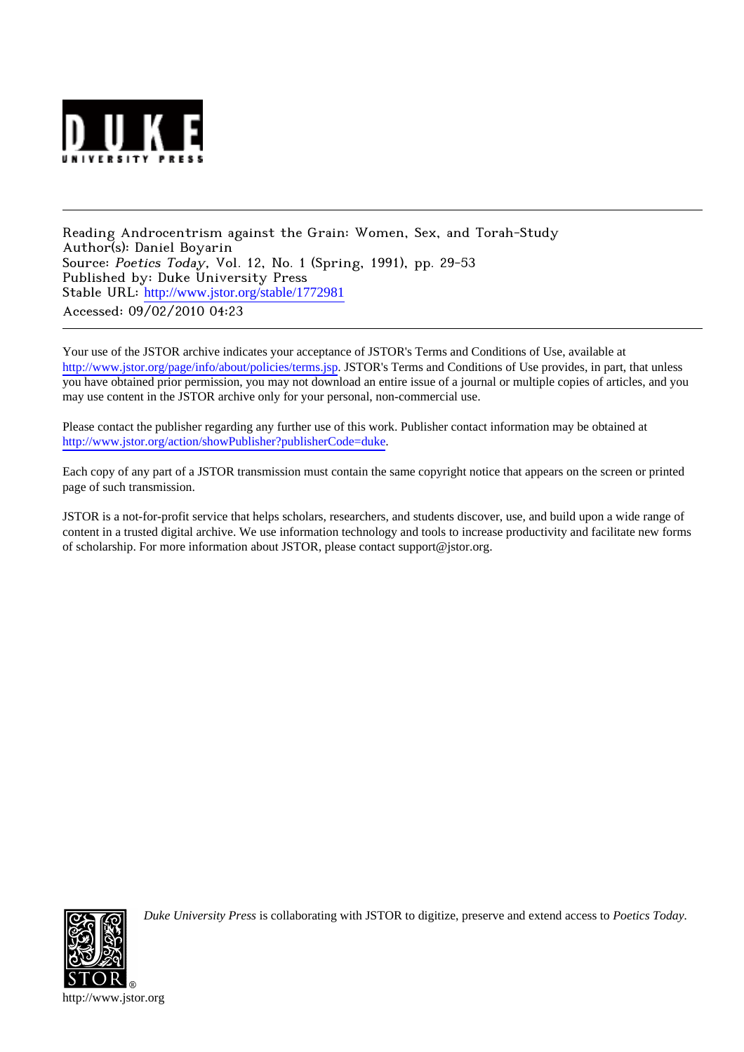Reading Androcentrism against the Grain: Women, Sex, and Torah-Study
Author(s): Daniel Boyarin
Source: *Poetics Today*, Vol. 12, No. 1 (Spring, 1991), pp. 29-53
Published by: Duke University Press
Stable URL: http://www.jstor.org/stable/1772981
Accessed: 09/02/2010 04:23

---

Your use of the JSTOR archive indicates your acceptance of JSTOR's Terms and Conditions of Use, available at http://www.jstor.org/page/info/about/policies/terms.jsp. JSTOR's Terms and Conditions of Use provides, in part, that unless you have obtained prior permission, you may not download an entire issue of a journal or multiple copies of articles, and you may use content in the JSTOR archive only for your personal, non-commercial use.

Please contact the publisher regarding any further use of this work. Publisher contact information may be obtained at http://www.jstor.org/action/showPublisher?publisherCode=duke.

Each copy of any part of a JSTOR transmission must contain the same copyright notice that appears on the screen or printed page of such transmission.

JSTOR is a not-for-profit service that helps scholars, researchers, and students discover, use, and build upon a wide range of content in a trusted digital archive. We use information technology and tools to increase productivity and facilitate new forms of scholarship. For more information about JSTOR, please contact support@jstor.org.

*Duke University Press* is collaborating with JSTOR to digitize, preserve and extend access to *Poetics Today*.

http://www.jstor.org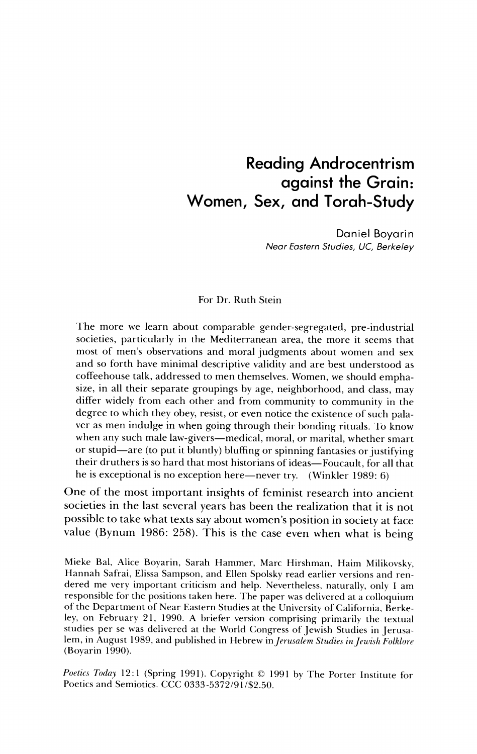# Reading Androcentrism against the Grain: Women, Sex, and Torah-Study

Daniel Boyarin
*Near Eastern Studies, UC, Berkeley*

For Dr. Ruth Stein

> The more we learn about comparable gender-segregated, pre-industrial societies, particularly in the Mediterranean area, the more it seems that most of men's observations and moral judgments about women and sex and so forth have minimal descriptive validity and are best understood as coffeehouse talk, addressed to men themselves. Women, we should emphasize, in all their separate groupings by age, neighborhood, and class, may differ widely from each other and from community to community in the degree to which they obey, resist, or even notice the existence of such palaver as men indulge in when going through their bonding rituals. To know when any such male law-givers—medical, moral, or marital, whether smart or stupid—are (to put it bluntly) bluffing or spinning fantasies or justifying their druthers is so hard that most historians of ideas—Foucault, for all that he is exceptional is no exception here—never try. (Winkler 1989: 6)

One of the most important insights of feminist research into ancient societies in the last several years has been the realization that it is not possible to take what texts say about women's position in society at face value (Bynum 1986: 258). This is the case even when what is being

Mieke Bal, Alice Boyarin, Sarah Hammer, Marc Hirshman, Haim Milikovsky, Hannah Safrai, Elissa Sampson, and Ellen Spolsky read earlier versions and rendered me very important criticism and help. Nevertheless, naturally, only I am responsible for the positions taken here. The paper was delivered at a colloquium of the Department of Near Eastern Studies at the University of California, Berkeley, on February 21, 1990. A briefer version comprising primarily the textual studies per se was delivered at the World Congress of Jewish Studies in Jerusalem, in August 1989, and published in Hebrew in *Jerusalem Studies in Jewish Folklore* (Boyarin 1990).

*Poetics Today* 12:1 (Spring 1991). Copyright © 1991 by The Porter Institute for Poetics and Semiotics. CCC 0333-5372/91/$2.50.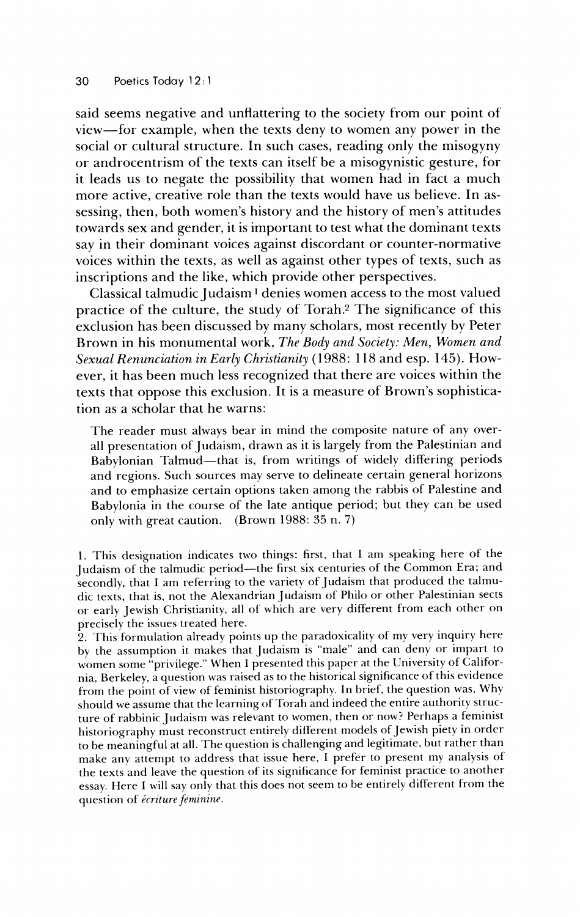said seems negative and unflattering to the society from our point of view—for example, when the texts deny to women any power in the social or cultural structure. In such cases, reading only the misogyny or androcentrism of the texts can itself be a misogynistic gesture, for it leads us to negate the possibility that women had in fact a much more active, creative role than the texts would have us believe. In assessing, then, both women's history and the history of men's attitudes towards sex and gender, it is important to test what the dominant texts say in their dominant voices against discordant or counter-normative voices within the texts, as well as against other types of texts, such as inscriptions and the like, which provide other perspectives.

Classical talmudic Judaism[1] denies women access to the most valued practice of the culture, the study of Torah.[2] The significance of this exclusion has been discussed by many scholars, most recently by Peter Brown in his monumental work, *The Body and Society: Men, Women and Sexual Renunciation in Early Christianity* (1988: 118 and esp. 145). However, it has been much less recognized that there are voices within the texts that oppose this exclusion. It is a measure of Brown's sophistication as a scholar that he warns:

> The reader must always bear in mind the composite nature of any overall presentation of Judaism, drawn as it is largely from the Palestinian and Babylonian Talmud—that is, from writings of widely differing periods and regions. Such sources may serve to delineate certain general horizons and to emphasize certain options taken among the rabbis of Palestine and Babylonia in the course of the late antique period; but they can be used only with great caution. (Brown 1988: 35 n. 7)

1. This designation indicates two things: first, that I am speaking here of the Judaism of the talmudic period—the first six centuries of the Common Era; and secondly, that I am referring to the variety of Judaism that produced the talmudic texts, that is, not the Alexandrian Judaism of Philo or other Palestinian sects or early Jewish Christianity, all of which are very different from each other on precisely the issues treated here.

2. This formulation already points up the paradoxicality of my very inquiry here by the assumption it makes that Judaism is "male" and can deny or impart to women some "privilege." When I presented this paper at the University of California, Berkeley, a question was raised as to the historical significance of this evidence from the point of view of feminist historiography. In brief, the question was, Why should we assume that the learning of Torah and indeed the entire authority structure of rabbinic Judaism was relevant to women, then or now? Perhaps a feminist historiography must reconstruct entirely different models of Jewish piety in order to be meaningful at all. The question is challenging and legitimate, but rather than make any attempt to address that issue here, I prefer to present my analysis of the texts and leave the question of its significance for feminist practice to another essay. Here I will say only that this does not seem to be entirely different from the question of *écriture feminine*.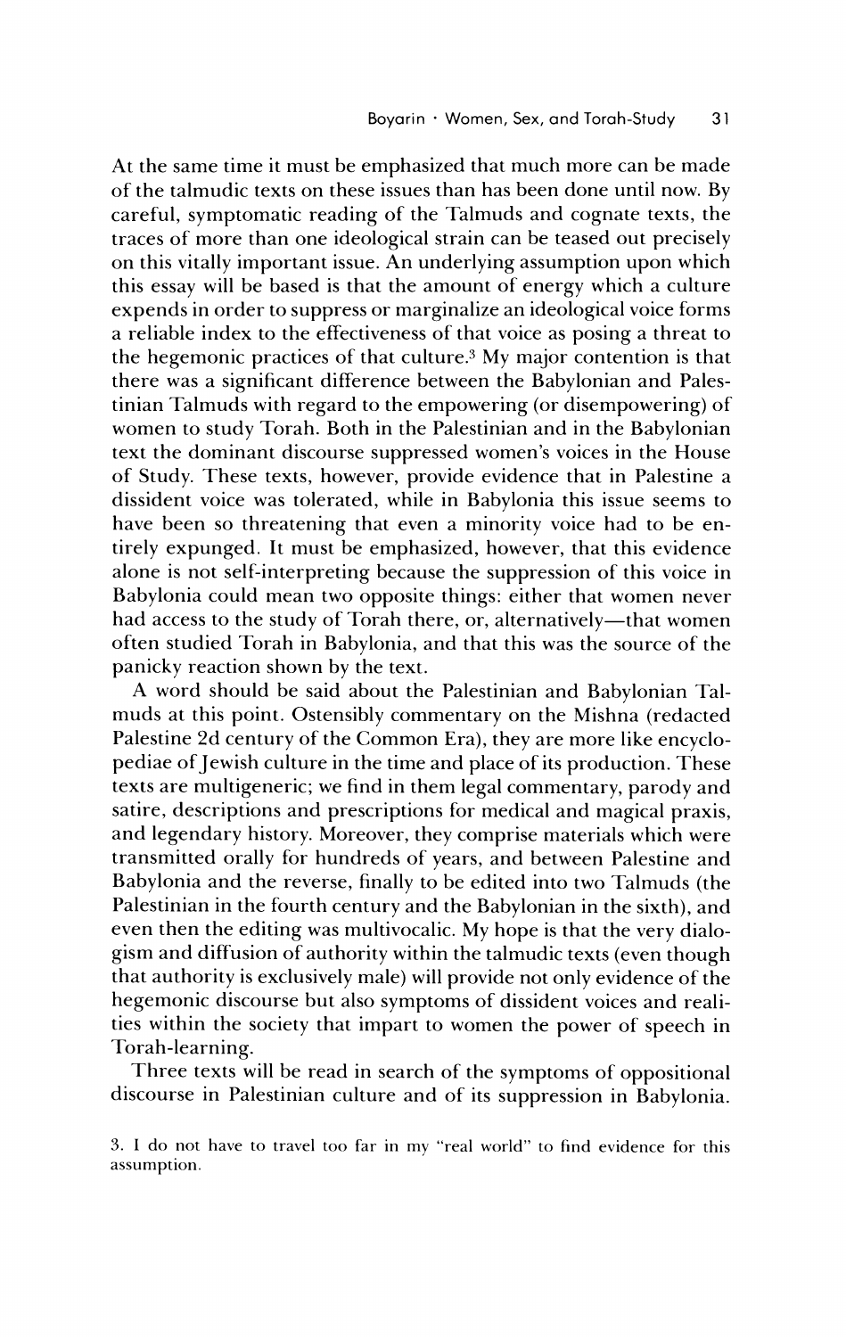At the same time it must be emphasized that much more can be made of the talmudic texts on these issues than has been done until now. By careful, symptomatic reading of the Talmuds and cognate texts, the traces of more than one ideological strain can be teased out precisely on this vitally important issue. An underlying assumption upon which this essay will be based is that the amount of energy which a culture expends in order to suppress or marginalize an ideological voice forms a reliable index to the effectiveness of that voice as posing a threat to the hegemonic practices of that culture.[3] My major contention is that there was a significant difference between the Babylonian and Palestinian Talmuds with regard to the empowering (or disempowering) of women to study Torah. Both in the Palestinian and in the Babylonian text the dominant discourse suppressed women's voices in the House of Study. These texts, however, provide evidence that in Palestine a dissident voice was tolerated, while in Babylonia this issue seems to have been so threatening that even a minority voice had to be entirely expunged. It must be emphasized, however, that this evidence alone is not self-interpreting because the suppression of this voice in Babylonia could mean two opposite things: either that women never had access to the study of Torah there, or, alternatively—that women often studied Torah in Babylonia, and that this was the source of the panicky reaction shown by the text.

A word should be said about the Palestinian and Babylonian Talmuds at this point. Ostensibly commentary on the Mishna (redacted Palestine 2d century of the Common Era), they are more like encyclopediae of Jewish culture in the time and place of its production. These texts are multigeneric; we find in them legal commentary, parody and satire, descriptions and prescriptions for medical and magical praxis, and legendary history. Moreover, they comprise materials which were transmitted orally for hundreds of years, and between Palestine and Babylonia and the reverse, finally to be edited into two Talmuds (the Palestinian in the fourth century and the Babylonian in the sixth), and even then the editing was multivocalic. My hope is that the very dialogism and diffusion of authority within the talmudic texts (even though that authority is exclusively male) will provide not only evidence of the hegemonic discourse but also symptoms of dissident voices and realities within the society that impart to women the power of speech in Torah-learning.

Three texts will be read in search of the symptoms of oppositional discourse in Palestinian culture and of its suppression in Babylonia.

3. I do not have to travel too far in my "real world" to find evidence for this assumption.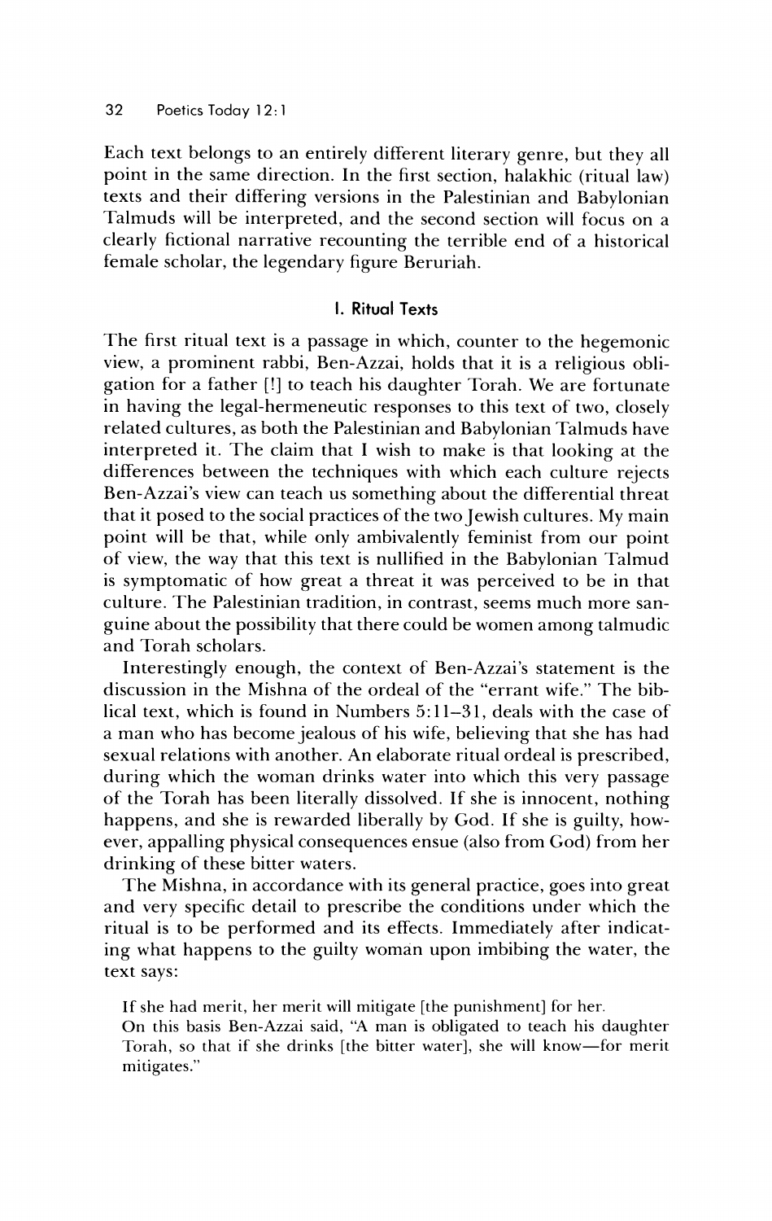Each text belongs to an entirely different literary genre, but they all point in the same direction. In the first section, halakhic (ritual law) texts and their differing versions in the Palestinian and Babylonian Talmuds will be interpreted, and the second section will focus on a clearly fictional narrative recounting the terrible end of a historical female scholar, the legendary figure Beruriah.

## I. Ritual Texts

The first ritual text is a passage in which, counter to the hegemonic view, a prominent rabbi, Ben-Azzai, holds that it is a religious obligation for a father [!] to teach his daughter Torah. We are fortunate in having the legal-hermeneutic responses to this text of two, closely related cultures, as both the Palestinian and Babylonian Talmuds have interpreted it. The claim that I wish to make is that looking at the differences between the techniques with which each culture rejects Ben-Azzai's view can teach us something about the differential threat that it posed to the social practices of the two Jewish cultures. My main point will be that, while only ambivalently feminist from our point of view, the way that this text is nullified in the Babylonian Talmud is symptomatic of how great a threat it was perceived to be in that culture. The Palestinian tradition, in contrast, seems much more sanguine about the possibility that there could be women among talmudic and Torah scholars.

Interestingly enough, the context of Ben-Azzai's statement is the discussion in the Mishna of the ordeal of the "errant wife." The biblical text, which is found in Numbers 5:11–31, deals with the case of a man who has become jealous of his wife, believing that she has had sexual relations with another. An elaborate ritual ordeal is prescribed, during which the woman drinks water into which this very passage of the Torah has been literally dissolved. If she is innocent, nothing happens, and she is rewarded liberally by God. If she is guilty, however, appalling physical consequences ensue (also from God) from her drinking of these bitter waters.

The Mishna, in accordance with its general practice, goes into great and very specific detail to prescribe the conditions under which the ritual is to be performed and its effects. Immediately after indicating what happens to the guilty woman upon imbibing the water, the text says:

> If she had merit, her merit will mitigate [the punishment] for her.
> On this basis Ben-Azzai said, "A man is obligated to teach his daughter Torah, so that if she drinks [the bitter water], she will know—for merit mitigates."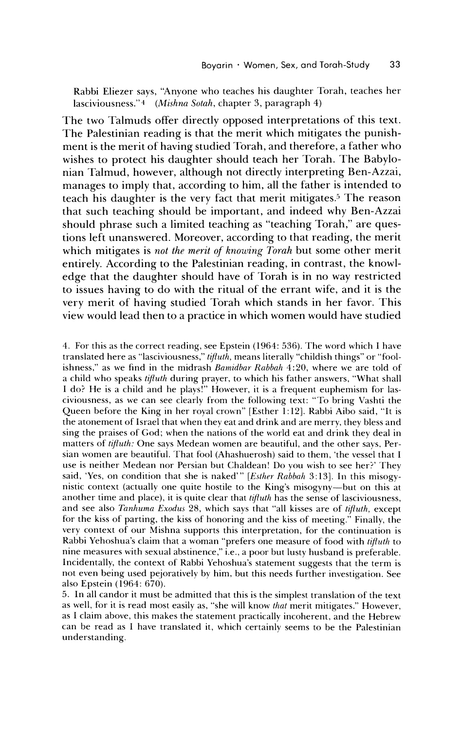Rabbi Eliezer says, "Anyone who teaches his daughter Torah, teaches her lasciviousness."[4] (*Mishna Sotah*, chapter 3, paragraph 4)

The two Talmuds offer directly opposed interpretations of this text. The Palestinian reading is that the merit which mitigates the punishment is the merit of having studied Torah, and therefore, a father who wishes to protect his daughter should teach her Torah. The Babylonian Talmud, however, although not directly interpreting Ben-Azzai, manages to imply that, according to him, all the father is intended to teach his daughter is the very fact that merit mitigates.[5] The reason that such teaching should be important, and indeed why Ben-Azzai should phrase such a limited teaching as "teaching Torah," are questions left unanswered. Moreover, according to that reading, the merit which mitigates is *not the merit of knowing Torah* but some other merit entirely. According to the Palestinian reading, in contrast, the knowledge that the daughter should have of Torah is in no way restricted to issues having to do with the ritual of the errant wife, and it is the very merit of having studied Torah which stands in her favor. This view would lead then to a practice in which women would have studied

4. For this as the correct reading, see Epstein (1964: 536). The word which I have translated here as "lasciviousness," *tifluth*, means literally "childish things" or "foolishness," as we find in the midrash *Bamidbar Rabbah* 4:20, where we are told of a child who speaks *tifluth* during prayer, to which his father answers, "What shall I do? He is a child and he plays!" However, it is a frequent euphemism for lasciviousness, as we can see clearly from the following text: "To bring Vashti the Queen before the King in her royal crown" [Esther 1:12]. Rabbi Aibo said, "It is the atonement of Israel that when they eat and drink and are merry, they bless and sing the praises of God; when the nations of the world eat and drink they deal in matters of *tifluth:* One says Medean women are beautiful, and the other says, Persian women are beautiful. That fool (Ahashuerosh) said to them, 'the vessel that I use is neither Medean nor Persian but Chaldean! Do you wish to see her?' They said, 'Yes, on condition that she is naked'" [*Esther Rabbah* 3:13]. In this misogynistic context (actually one quite hostile to the King's misogyny—but on this at another time and place), it is quite clear that *tifluth* has the sense of lasciviousness, and see also *Tanhuma Exodus* 28, which says that "all kisses are of *tifluth*, except for the kiss of parting, the kiss of honoring and the kiss of meeting." Finally, the very context of our Mishna supports this interpretation, for the continuation is Rabbi Yehoshua's claim that a woman "prefers one measure of food with *tifluth* to nine measures with sexual abstinence," i.e., a poor but lusty husband is preferable. Incidentally, the context of Rabbi Yehoshua's statement suggests that the term is not even being used pejoratively by him, but this needs further investigation. See also Epstein (1964: 670).

5. In all candor it must be admitted that this is the simplest translation of the text as well, for it is read most easily as, "she will know *that* merit mitigates." However, as I claim above, this makes the statement practically incoherent, and the Hebrew can be read as I have translated it, which certainly seems to be the Palestinian understanding.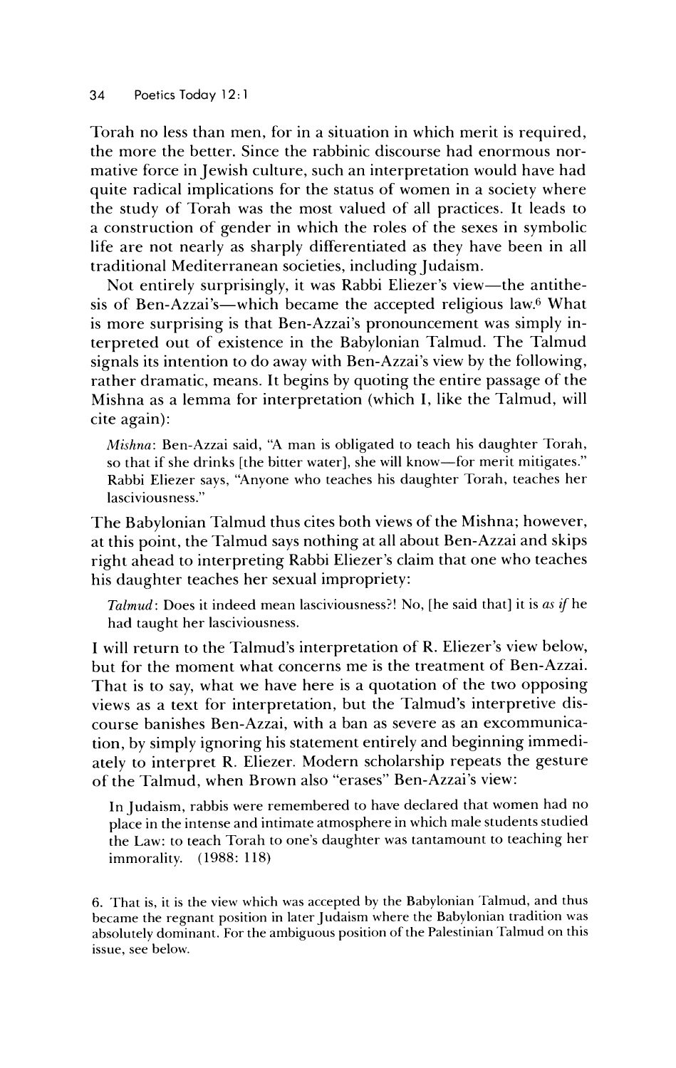Torah no less than men, for in a situation in which merit is required, the more the better. Since the rabbinic discourse had enormous normative force in Jewish culture, such an interpretation would have had quite radical implications for the status of women in a society where the study of Torah was the most valued of all practices. It leads to a construction of gender in which the roles of the sexes in symbolic life are not nearly as sharply differentiated as they have been in all traditional Mediterranean societies, including Judaism.

Not entirely surprisingly, it was Rabbi Eliezer's view—the antithesis of Ben-Azzai's—which became the accepted religious law.[6] What is more surprising is that Ben-Azzai's pronouncement was simply interpreted out of existence in the Babylonian Talmud. The Talmud signals its intention to do away with Ben-Azzai's view by the following, rather dramatic, means. It begins by quoting the entire passage of the Mishna as a lemma for interpretation (which I, like the Talmud, will cite again):

> *Mishna*: Ben-Azzai said, "A man is obligated to teach his daughter Torah, so that if she drinks [the bitter water], she will know—for merit mitigates." Rabbi Eliezer says, "Anyone who teaches his daughter Torah, teaches her lasciviousness."

The Babylonian Talmud thus cites both views of the Mishna; however, at this point, the Talmud says nothing at all about Ben-Azzai and skips right ahead to interpreting Rabbi Eliezer's claim that one who teaches his daughter teaches her sexual impropriety:

> *Talmud*: Does it indeed mean lasciviousness?! No, [he said that] it is *as if* he had taught her lasciviousness.

I will return to the Talmud's interpretation of R. Eliezer's view below, but for the moment what concerns me is the treatment of Ben-Azzai. That is to say, what we have here is a quotation of the two opposing views as a text for interpretation, but the Talmud's interpretive discourse banishes Ben-Azzai, with a ban as severe as an excommunication, by simply ignoring his statement entirely and beginning immediately to interpret R. Eliezer. Modern scholarship repeats the gesture of the Talmud, when Brown also "erases" Ben-Azzai's view:

> In Judaism, rabbis were remembered to have declared that women had no place in the intense and intimate atmosphere in which male students studied the Law: to teach Torah to one's daughter was tantamount to teaching her immorality. (1988: 118)

6. That is, it is the view which was accepted by the Babylonian Talmud, and thus became the regnant position in later Judaism where the Babylonian tradition was absolutely dominant. For the ambiguous position of the Palestinian Talmud on this issue, see below.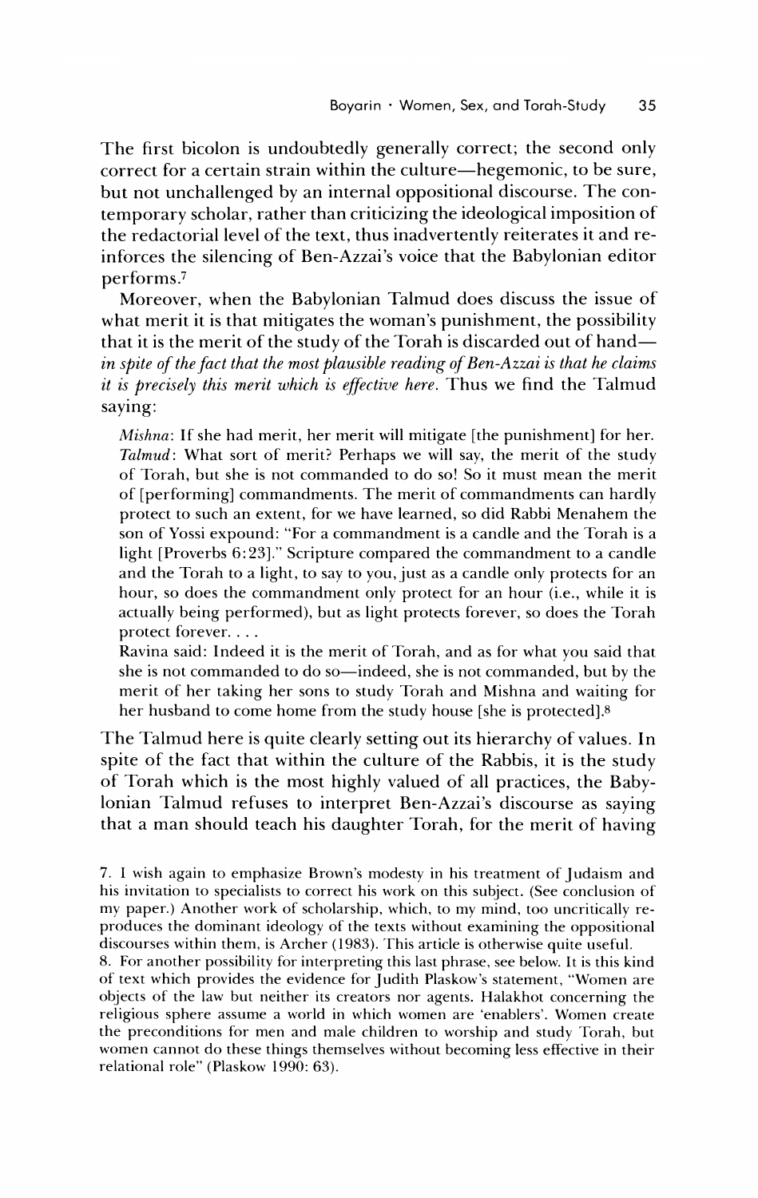The first bicolon is undoubtedly generally correct; the second only correct for a certain strain within the culture—hegemonic, to be sure, but not unchallenged by an internal oppositional discourse. The contemporary scholar, rather than criticizing the ideological imposition of the redactorial level of the text, thus inadvertently reiterates it and reinforces the silencing of Ben-Azzai's voice that the Babylonian editor performs.[7]

Moreover, when the Babylonian Talmud does discuss the issue of what merit it is that mitigates the woman's punishment, the possibility that it is the merit of the study of the Torah is discarded out of hand—*in spite of the fact that the most plausible reading of Ben-Azzai is that he claims it is precisely this merit which is effective here*. Thus we find the Talmud saying:

> *Mishna*: If she had merit, her merit will mitigate [the punishment] for her.
> *Talmud*: What sort of merit? Perhaps we will say, the merit of the study of Torah, but she is not commanded to do so! So it must mean the merit of [performing] commandments. The merit of commandments can hardly protect to such an extent, for we have learned, so did Rabbi Menahem the son of Yossi expound: "For a commandment is a candle and the Torah is a light [Proverbs 6:23]." Scripture compared the commandment to a candle and the Torah to a light, to say to you, just as a candle only protects for an hour, so does the commandment only protect for an hour (i.e., while it is actually being performed), but as light protects forever, so does the Torah protect forever. . . .
>
> Ravina said: Indeed it is the merit of Torah, and as for what you said that she is not commanded to do so—indeed, she is not commanded, but by the merit of her taking her sons to study Torah and Mishna and waiting for her husband to come home from the study house [she is protected].[8]

The Talmud here is quite clearly setting out its hierarchy of values. In spite of the fact that within the culture of the Rabbis, it is the study of Torah which is the most highly valued of all practices, the Babylonian Talmud refuses to interpret Ben-Azzai's discourse as saying that a man should teach his daughter Torah, for the merit of having

7. I wish again to emphasize Brown's modesty in his treatment of Judaism and his invitation to specialists to correct his work on this subject. (See conclusion of my paper.) Another work of scholarship, which, to my mind, too uncritically reproduces the dominant ideology of the texts without examining the oppositional discourses within them, is Archer (1983). This article is otherwise quite useful.

8. For another possibility for interpreting this last phrase, see below. It is this kind of text which provides the evidence for Judith Plaskow's statement, "Women are objects of the law but neither its creators nor agents. Halakhot concerning the religious sphere assume a world in which women are 'enablers'. Women create the preconditions for men and male children to worship and study Torah, but women cannot do these things themselves without becoming less effective in their relational role" (Plaskow 1990: 63).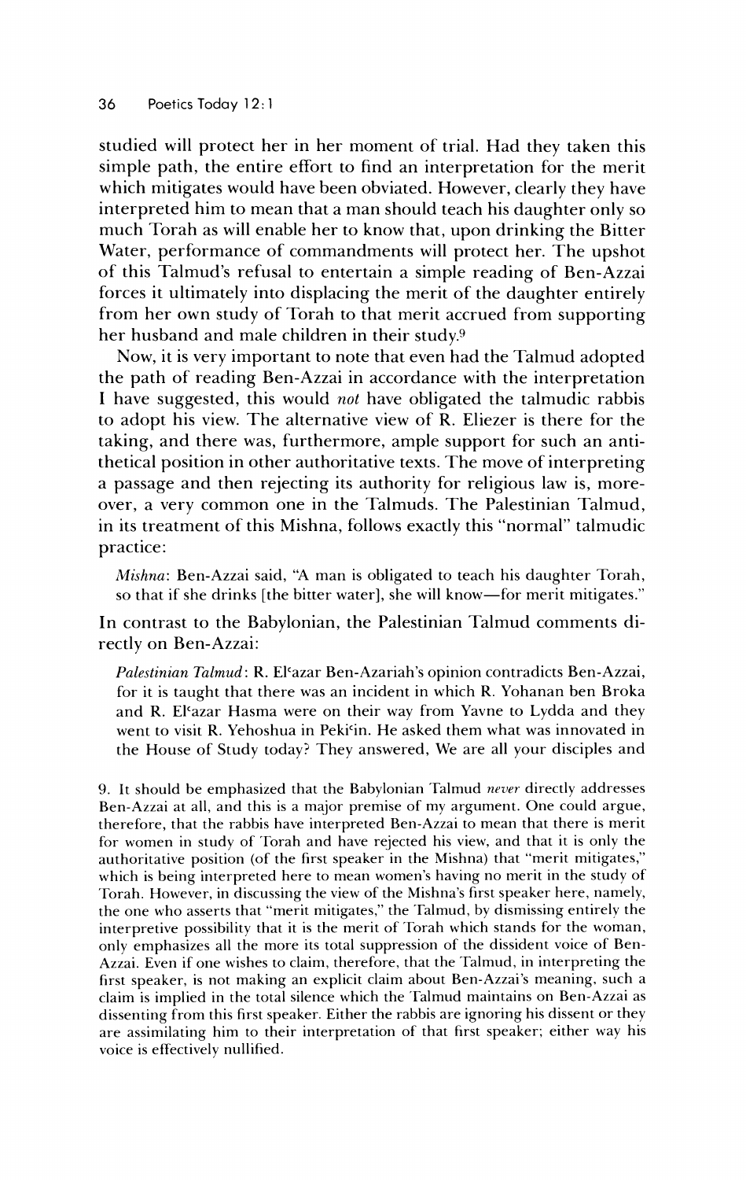studied will protect her in her moment of trial. Had they taken this simple path, the entire effort to find an interpretation for the merit which mitigates would have been obviated. However, clearly they have interpreted him to mean that a man should teach his daughter only so much Torah as will enable her to know that, upon drinking the Bitter Water, performance of commandments will protect her. The upshot of this Talmud's refusal to entertain a simple reading of Ben-Azzai forces it ultimately into displacing the merit of the daughter entirely from her own study of Torah to that merit accrued from supporting her husband and male children in their study.[9]

Now, it is very important to note that even had the Talmud adopted the path of reading Ben-Azzai in accordance with the interpretation I have suggested, this would *not* have obligated the talmudic rabbis to adopt his view. The alternative view of R. Eliezer is there for the taking, and there was, furthermore, ample support for such an antithetical position in other authoritative texts. The move of interpreting a passage and then rejecting its authority for religious law is, moreover, a very common one in the Talmuds. The Palestinian Talmud, in its treatment of this Mishna, follows exactly this "normal" talmudic practice:

> *Mishna*: Ben-Azzai said, "A man is obligated to teach his daughter Torah, so that if she drinks [the bitter water], she will know—for merit mitigates."

In contrast to the Babylonian, the Palestinian Talmud comments directly on Ben-Azzai:

> *Palestinian Talmud*: R. Elʿazar Ben-Azariah's opinion contradicts Ben-Azzai, for it is taught that there was an incident in which R. Yohanan ben Broka and R. Elʿazar Hasma were on their way from Yavne to Lydda and they went to visit R. Yehoshua in Pekiʿin. He asked them what was innovated in the House of Study today? They answered, We are all your disciples and

9. It should be emphasized that the Babylonian Talmud *never* directly addresses Ben-Azzai at all, and this is a major premise of my argument. One could argue, therefore, that the rabbis have interpreted Ben-Azzai to mean that there is merit for women in study of Torah and have rejected his view, and that it is only the authoritative position (of the first speaker in the Mishna) that "merit mitigates," which is being interpreted here to mean women's having no merit in the study of Torah. However, in discussing the view of the Mishna's first speaker here, namely, the one who asserts that "merit mitigates," the Talmud, by dismissing entirely the interpretive possibility that it is the merit of Torah which stands for the woman, only emphasizes all the more its total suppression of the dissident voice of Ben-Azzai. Even if one wishes to claim, therefore, that the Talmud, in interpreting the first speaker, is not making an explicit claim about Ben-Azzai's meaning, such a claim is implied in the total silence which the Talmud maintains on Ben-Azzai as dissenting from this first speaker. Either the rabbis are ignoring his dissent or they are assimilating him to their interpretation of that first speaker; either way his voice is effectively nullified.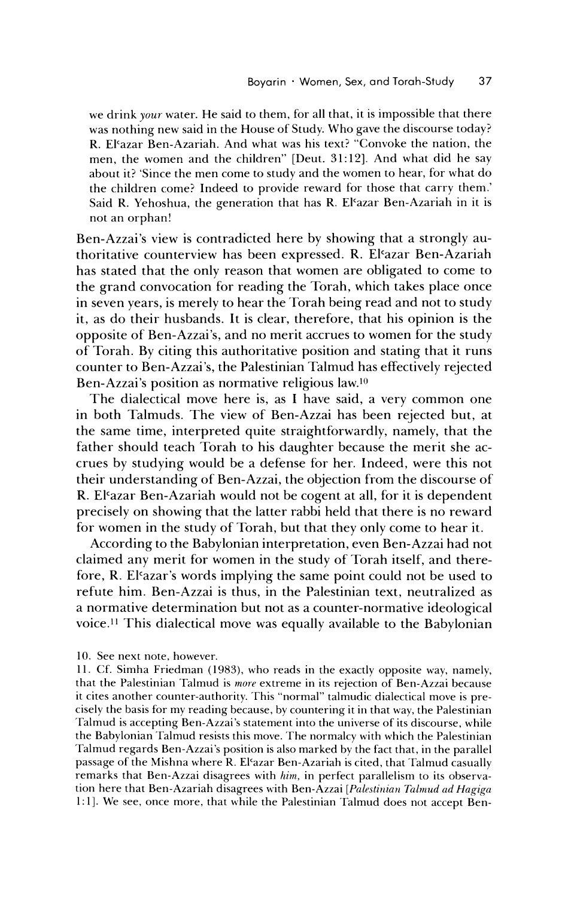we drink *your* water. He said to them, for all that, it is impossible that there was nothing new said in the House of Study. Who gave the discourse today? R. Elʿazar Ben-Azariah. And what was his text? "Convoke the nation, the men, the women and the children" [Deut. 31:12]. And what did he say about it? 'Since the men come to study and the women to hear, for what do the children come? Indeed to provide reward for those that carry them.' Said R. Yehoshua, the generation that has R. Elʿazar Ben-Azariah in it is not an orphan!

Ben-Azzai's view is contradicted here by showing that a strongly authoritative counterview has been expressed. R. Elʿazar Ben-Azariah has stated that the only reason that women are obligated to come to the grand convocation for reading the Torah, which takes place once in seven years, is merely to hear the Torah being read and not to study it, as do their husbands. It is clear, therefore, that his opinion is the opposite of Ben-Azzai's, and no merit accrues to women for the study of Torah. By citing this authoritative position and stating that it runs counter to Ben-Azzai's, the Palestinian Talmud has effectively rejected Ben-Azzai's position as normative religious law.[10]

The dialectical move here is, as I have said, a very common one in both Talmuds. The view of Ben-Azzai has been rejected but, at the same time, interpreted quite straightforwardly, namely, that the father should teach Torah to his daughter because the merit she accrues by studying would be a defense for her. Indeed, were this not their understanding of Ben-Azzai, the objection from the discourse of R. Elʿazar Ben-Azariah would not be cogent at all, for it is dependent precisely on showing that the latter rabbi held that there is no reward for women in the study of Torah, but that they only come to hear it.

According to the Babylonian interpretation, even Ben-Azzai had not claimed any merit for women in the study of Torah itself, and therefore, R. Elʿazar's words implying the same point could not be used to refute him. Ben-Azzai is thus, in the Palestinian text, neutralized as a normative determination but not as a counter-normative ideological voice.[11] This dialectical move was equally available to the Babylonian

10. See next note, however.

11. Cf. Simha Friedman (1983), who reads in the exactly opposite way, namely, that the Palestinian Talmud is *more* extreme in its rejection of Ben-Azzai because it cites another counter-authority. This "normal" talmudic dialectical move is precisely the basis for my reading because, by countering it in that way, the Palestinian Talmud is accepting Ben-Azzai's statement into the universe of its discourse, while the Babylonian Talmud resists this move. The normalcy with which the Palestinian Talmud regards Ben-Azzai's position is also marked by the fact that, in the parallel passage of the Mishna where R. Elʿazar Ben-Azariah is cited, that Talmud casually remarks that Ben-Azzai disagrees with *him*, in perfect parallelism to its observation here that Ben-Azariah disagrees with Ben-Azzai [*Palestinian Talmud ad Hagiga* 1:1]. We see, once more, that while the Palestinian Talmud does not accept Ben-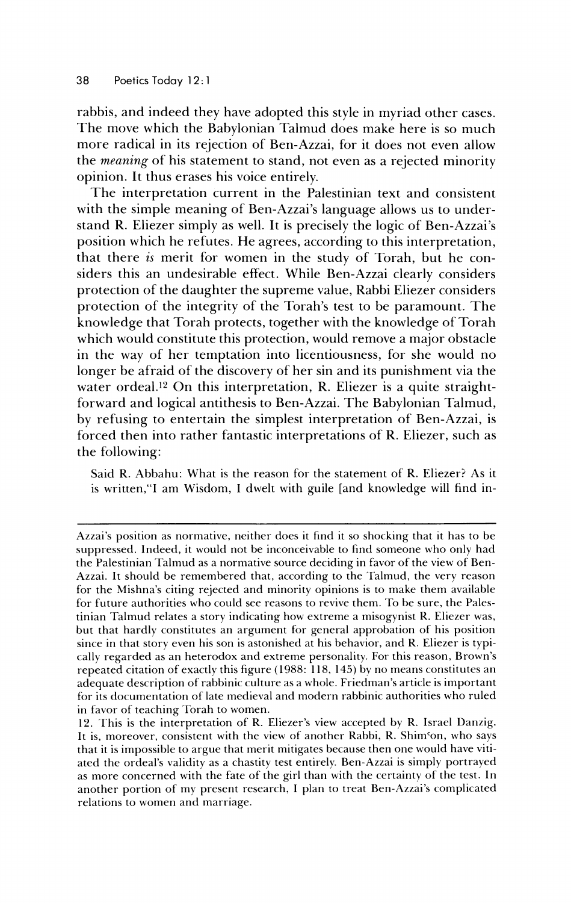rabbis, and indeed they have adopted this style in myriad other cases. The move which the Babylonian Talmud does make here is so much more radical in its rejection of Ben-Azzai, for it does not even allow the *meaning* of his statement to stand, not even as a rejected minority opinion. It thus erases his voice entirely.

The interpretation current in the Palestinian text and consistent with the simple meaning of Ben-Azzai's language allows us to understand R. Eliezer simply as well. It is precisely the logic of Ben-Azzai's position which he refutes. He agrees, according to this interpretation, that there *is* merit for women in the study of Torah, but he considers this an undesirable effect. While Ben-Azzai clearly considers protection of the daughter the supreme value, Rabbi Eliezer considers protection of the integrity of the Torah's test to be paramount. The knowledge that Torah protects, together with the knowledge of Torah which would constitute this protection, would remove a major obstacle in the way of her temptation into licentiousness, for she would no longer be afraid of the discovery of her sin and its punishment via the water ordeal.[12] On this interpretation, R. Eliezer is a quite straightforward and logical antithesis to Ben-Azzai. The Babylonian Talmud, by refusing to entertain the simplest interpretation of Ben-Azzai, is forced then into rather fantastic interpretations of R. Eliezer, such as the following:

> Said R. Abbahu: What is the reason for the statement of R. Eliezer? As it is written,"I am Wisdom, I dwelt with guile [and knowledge will find in-

---

Azzai's position as normative, neither does it find it so shocking that it has to be suppressed. Indeed, it would not be inconceivable to find someone who only had the Palestinian Talmud as a normative source deciding in favor of the view of Ben-Azzai. It should be remembered that, according to the Talmud, the very reason for the Mishna's citing rejected and minority opinions is to make them available for future authorities who could see reasons to revive them. To be sure, the Palestinian Talmud relates a story indicating how extreme a misogynist R. Eliezer was, but that hardly constitutes an argument for general approbation of his position since in that story even his son is astonished at his behavior, and R. Eliezer is typically regarded as an heterodox and extreme personality. For this reason, Brown's repeated citation of exactly this figure (1988: 118, 145) by no means constitutes an adequate description of rabbinic culture as a whole. Friedman's article is important for its documentation of late medieval and modern rabbinic authorities who ruled in favor of teaching Torah to women.

12. This is the interpretation of R. Eliezer's view accepted by R. Israel Danzig. It is, moreover, consistent with the view of another Rabbi, R. Shim'on, who says that it is impossible to argue that merit mitigates because then one would have vitiated the ordeal's validity as a chastity test entirely. Ben-Azzai is simply portrayed as more concerned with the fate of the girl than with the certainty of the test. In another portion of my present research, I plan to treat Ben-Azzai's complicated relations to women and marriage.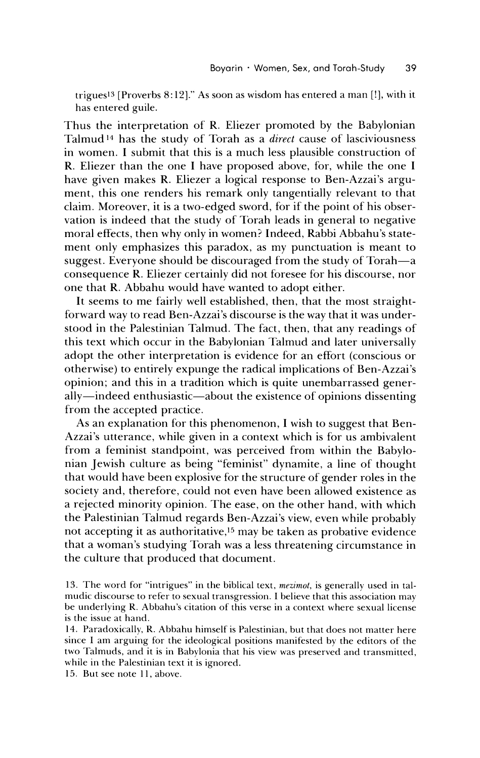trigues[13] [Proverbs 8:12]." As soon as wisdom has entered a man [!], with it has entered guile.

Thus the interpretation of R. Eliezer promoted by the Babylonian Talmud[14] has the study of Torah as a *direct* cause of lasciviousness in women. I submit that this is a much less plausible construction of R. Eliezer than the one I have proposed above, for, while the one I have given makes R. Eliezer a logical response to Ben-Azzai's argument, this one renders his remark only tangentially relevant to that claim. Moreover, it is a two-edged sword, for if the point of his observation is indeed that the study of Torah leads in general to negative moral effects, then why only in women? Indeed, Rabbi Abbahu's statement only emphasizes this paradox, as my punctuation is meant to suggest. Everyone should be discouraged from the study of Torah—a consequence R. Eliezer certainly did not foresee for his discourse, nor one that R. Abbahu would have wanted to adopt either.

It seems to me fairly well established, then, that the most straightforward way to read Ben-Azzai's discourse is the way that it was understood in the Palestinian Talmud. The fact, then, that any readings of this text which occur in the Babylonian Talmud and later universally adopt the other interpretation is evidence for an effort (conscious or otherwise) to entirely expunge the radical implications of Ben-Azzai's opinion; and this in a tradition which is quite unembarrassed generally—indeed enthusiastic—about the existence of opinions dissenting from the accepted practice.

As an explanation for this phenomenon, I wish to suggest that Ben-Azzai's utterance, while given in a context which is for us ambivalent from a feminist standpoint, was perceived from within the Babylonian Jewish culture as being "feminist" dynamite, a line of thought that would have been explosive for the structure of gender roles in the society and, therefore, could not even have been allowed existence as a rejected minority opinion. The ease, on the other hand, with which the Palestinian Talmud regards Ben-Azzai's view, even while probably not accepting it as authoritative,[15] may be taken as probative evidence that a woman's studying Torah was a less threatening circumstance in the culture that produced that document.

13. The word for "intrigues" in the biblical text, *mezimot*, is generally used in talmudic discourse to refer to sexual transgression. I believe that this association may be underlying R. Abbahu's citation of this verse in a context where sexual license is the issue at hand.

14. Paradoxically, R. Abbahu himself is Palestinian, but that does not matter here since I am arguing for the ideological positions manifested by the editors of the two Talmuds, and it is in Babylonia that his view was preserved and transmitted, while in the Palestinian text it is ignored.

15. But see note 11, above.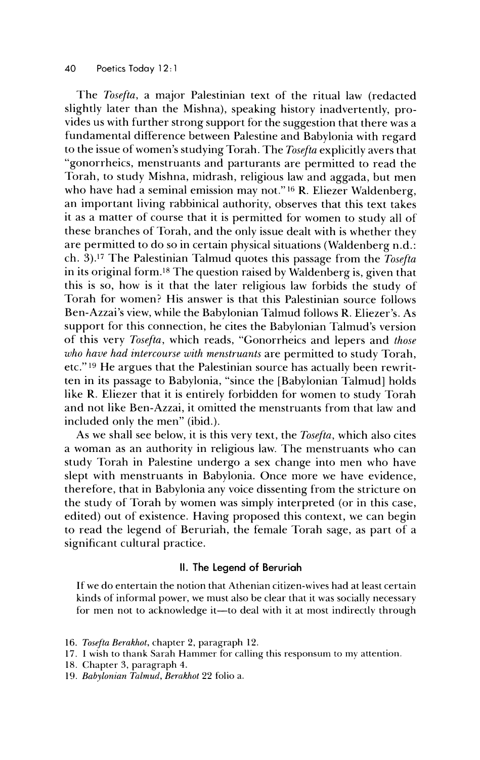The *Tosefta*, a major Palestinian text of the ritual law (redacted slightly later than the Mishna), speaking history inadvertently, provides us with further strong support for the suggestion that there was a fundamental difference between Palestine and Babylonia with regard to the issue of women's studying Torah. The *Tosefta* explicitly avers that "gonorrheics, menstruants and parturants are permitted to read the Torah, to study Mishna, midrash, religious law and aggada, but men who have had a seminal emission may not."[16] R. Eliezer Waldenberg, an important living rabbinical authority, observes that this text takes it as a matter of course that it is permitted for women to study all of these branches of Torah, and the only issue dealt with is whether they are permitted to do so in certain physical situations (Waldenberg n.d.: ch. 3).[17] The Palestinian Talmud quotes this passage from the *Tosefta* in its original form.[18] The question raised by Waldenberg is, given that this is so, how is it that the later religious law forbids the study of Torah for women? His answer is that this Palestinian source follows Ben-Azzai's view, while the Babylonian Talmud follows R. Eliezer's. As support for this connection, he cites the Babylonian Talmud's version of this very *Tosefta*, which reads, "Gonorrheics and lepers and *those who have had intercourse with menstruants* are permitted to study Torah, etc."[19] He argues that the Palestinian source has actually been rewritten in its passage to Babylonia, "since the [Babylonian Talmud] holds like R. Eliezer that it is entirely forbidden for women to study Torah and not like Ben-Azzai, it omitted the menstruants from that law and included only the men" (ibid.).

As we shall see below, it is this very text, the *Tosefta*, which also cites a woman as an authority in religious law. The menstruants who can study Torah in Palestine undergo a sex change into men who have slept with menstruants in Babylonia. Once more we have evidence, therefore, that in Babylonia any voice dissenting from the stricture on the study of Torah by women was simply interpreted (or in this case, edited) out of existence. Having proposed this context, we can begin to read the legend of Beruriah, the female Torah sage, as part of a significant cultural practice.

## II. The Legend of Beruriah

> If we do entertain the notion that Athenian citizen-wives had at least certain kinds of informal power, we must also be clear that it was socially necessary for men not to acknowledge it—to deal with it at most indirectly through

16. *Tosefta Berakhot*, chapter 2, paragraph 12.
17. I wish to thank Sarah Hammer for calling this responsum to my attention.
18. Chapter 3, paragraph 4.
19. *Babylonian Talmud, Berakhot* 22 folio a.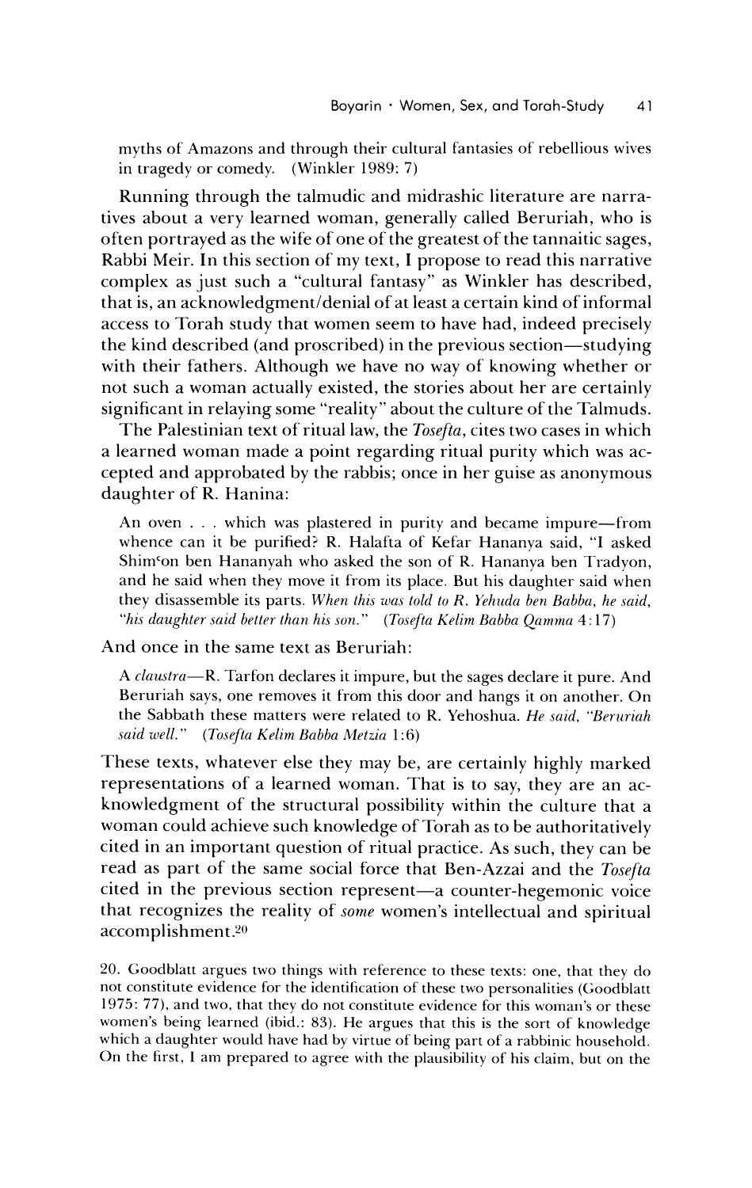myths of Amazons and through their cultural fantasies of rebellious wives in tragedy or comedy. (Winkler 1989: 7)

Running through the talmudic and midrashic literature are narratives about a very learned woman, generally called Beruriah, who is often portrayed as the wife of one of the greatest of the tannaitic sages, Rabbi Meir. In this section of my text, I propose to read this narrative complex as just such a "cultural fantasy" as Winkler has described, that is, an acknowledgment/denial of at least a certain kind of informal access to Torah study that women seem to have had, indeed precisely the kind described (and proscribed) in the previous section—studying with their fathers. Although we have no way of knowing whether or not such a woman actually existed, the stories about her are certainly significant in relaying some "reality" about the culture of the Talmuds.

The Palestinian text of ritual law, the *Tosefta*, cites two cases in which a learned woman made a point regarding ritual purity which was accepted and approbated by the rabbis; once in her guise as anonymous daughter of R. Hanina:

> An oven . . . which was plastered in purity and became impure—from whence can it be purified? R. Halafta of Kefar Hananya said, "I asked Shim'on ben Hananyah who asked the son of R. Hananya ben Tradyon, and he said when they move it from its place. But his daughter said when they disassemble its parts. *When this was told to R. Yehuda ben Babba, he said, "his daughter said better than his son."* (*Tosefta Kelim Babba Qamma* 4:17)

And once in the same text as Beruriah:

> A *claustra*—R. Tarfon declares it impure, but the sages declare it pure. And Beruriah says, one removes it from this door and hangs it on another. On the Sabbath these matters were related to R. Yehoshua. *He said, "Beruriah said well."* (*Tosefta Kelim Babba Metzia* 1:6)

These texts, whatever else they may be, are certainly highly marked representations of a learned woman. That is to say, they are an acknowledgment of the structural possibility within the culture that a woman could achieve such knowledge of Torah as to be authoritatively cited in an important question of ritual practice. As such, they can be read as part of the same social force that Ben-Azzai and the *Tosefta* cited in the previous section represent—a counter-hegemonic voice that recognizes the reality of *some* women's intellectual and spiritual accomplishment.[20]

20. Goodblatt argues two things with reference to these texts: one, that they do not constitute evidence for the identification of these two personalities (Goodblatt 1975: 77), and two, that they do not constitute evidence for this woman's or these women's being learned (ibid.: 83). He argues that this is the sort of knowledge which a daughter would have had by virtue of being part of a rabbinic household. On the first, I am prepared to agree with the plausibility of his claim, but on the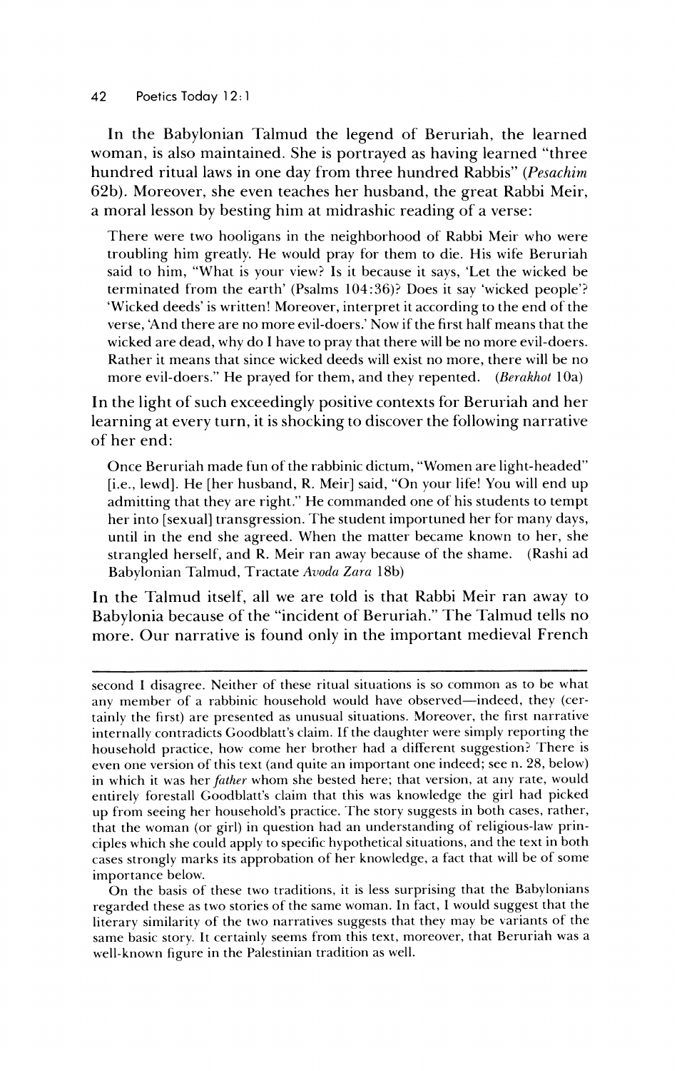In the Babylonian Talmud the legend of Beruriah, the learned woman, is also maintained. She is portrayed as having learned "three hundred ritual laws in one day from three hundred Rabbis" (*Pesachim* 62b). Moreover, she even teaches her husband, the great Rabbi Meir, a moral lesson by besting him at midrashic reading of a verse:

> There were two hooligans in the neighborhood of Rabbi Meir who were troubling him greatly. He would pray for them to die. His wife Beruriah said to him, "What is your view? Is it because it says, 'Let the wicked be terminated from the earth' (Psalms 104:36)? Does it say 'wicked people'? 'Wicked deeds' is written! Moreover, interpret it according to the end of the verse, 'And there are no more evil-doers.' Now if the first half means that the wicked are dead, why do I have to pray that there will be no more evil-doers. Rather it means that since wicked deeds will exist no more, there will be no more evil-doers." He prayed for them, and they repented. (*Berakhot* 10a)

In the light of such exceedingly positive contexts for Beruriah and her learning at every turn, it is shocking to discover the following narrative of her end:

> Once Beruriah made fun of the rabbinic dictum, "Women are light-headed" [i.e., lewd]. He [her husband, R. Meir] said, "On your life! You will end up admitting that they are right." He commanded one of his students to tempt her into [sexual] transgression. The student importuned her for many days, until in the end she agreed. When the matter became known to her, she strangled herself, and R. Meir ran away because of the shame. (Rashi ad Babylonian Talmud, Tractate *Avoda Zara* 18b)

In the Talmud itself, all we are told is that Rabbi Meir ran away to Babylonia because of the "incident of Beruriah." The Talmud tells no more. Our narrative is found only in the important medieval French

---

second I disagree. Neither of these ritual situations is so common as to be what any member of a rabbinic household would have observed—indeed, they (certainly the first) are presented as unusual situations. Moreover, the first narrative internally contradicts Goodblatt's claim. If the daughter were simply reporting the household practice, how come her brother had a different suggestion? There is even one version of this text (and quite an important one indeed; see n. 28, below) in which it was her *father* whom she bested here; that version, at any rate, would entirely forestall Goodblatt's claim that this was knowledge the girl had picked up from seeing her household's practice. The story suggests in both cases, rather, that the woman (or girl) in question had an understanding of religious-law principles which she could apply to specific hypothetical situations, and the text in both cases strongly marks its approbation of her knowledge, a fact that will be of some importance below.

On the basis of these two traditions, it is less surprising that the Babylonians regarded these as two stories of the same woman. In fact, I would suggest that the literary similarity of the two narratives suggests that they may be variants of the same basic story. It certainly seems from this text, moreover, that Beruriah was a well-known figure in the Palestinian tradition as well.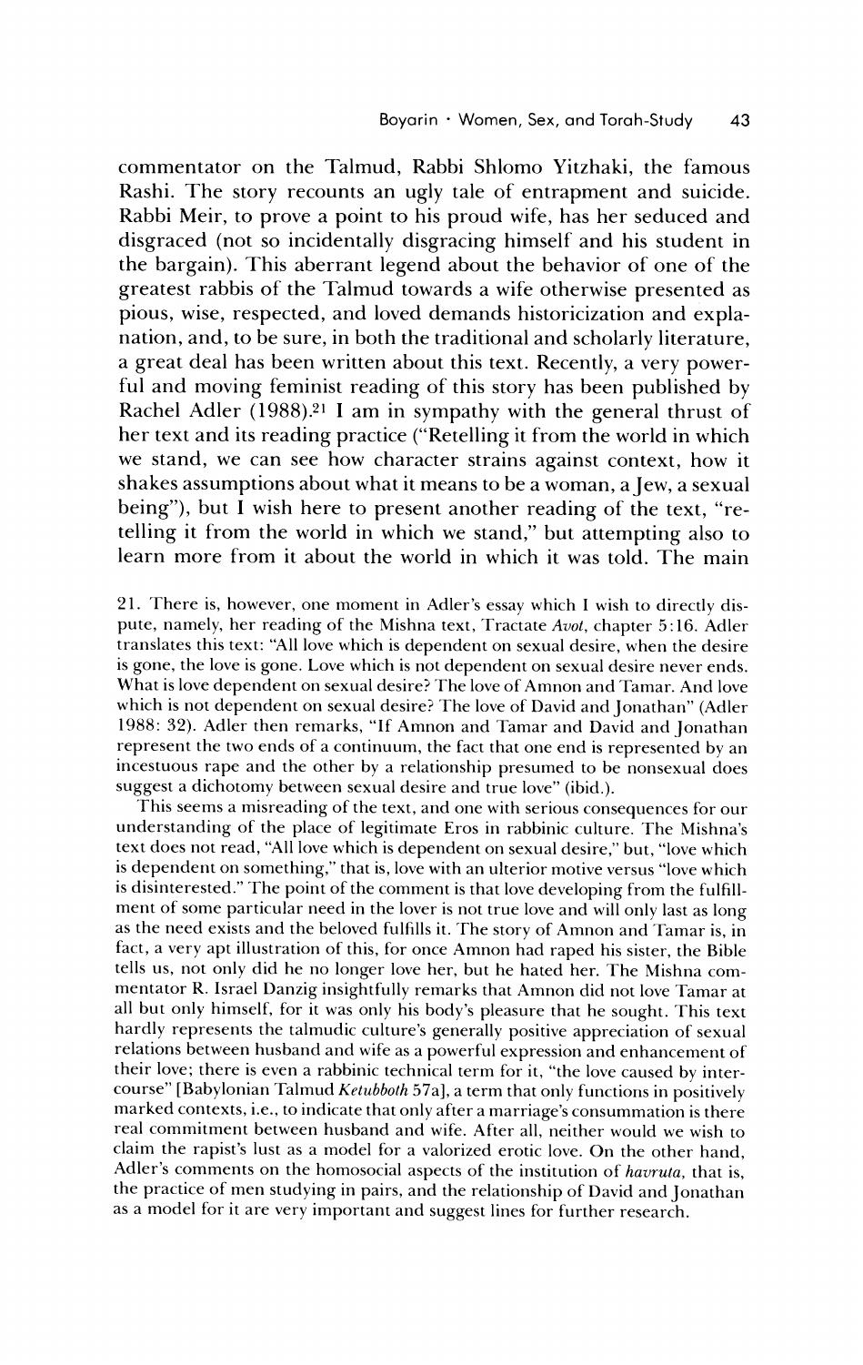commentator on the Talmud, Rabbi Shlomo Yitzhaki, the famous Rashi. The story recounts an ugly tale of entrapment and suicide. Rabbi Meir, to prove a point to his proud wife, has her seduced and disgraced (not so incidentally disgracing himself and his student in the bargain). This aberrant legend about the behavior of one of the greatest rabbis of the Talmud towards a wife otherwise presented as pious, wise, respected, and loved demands historicization and explanation, and, to be sure, in both the traditional and scholarly literature, a great deal has been written about this text. Recently, a very powerful and moving feminist reading of this story has been published by Rachel Adler (1988).[21] I am in sympathy with the general thrust of her text and its reading practice ("Retelling it from the world in which we stand, we can see how character strains against context, how it shakes assumptions about what it means to be a woman, a Jew, a sexual being"), but I wish here to present another reading of the text, "retelling it from the world in which we stand," but attempting also to learn more from it about the world in which it was told. The main

21. There is, however, one moment in Adler's essay which I wish to directly dispute, namely, her reading of the Mishna text, Tractate *Avot*, chapter 5:16. Adler translates this text: "All love which is dependent on sexual desire, when the desire is gone, the love is gone. Love which is not dependent on sexual desire never ends. What is love dependent on sexual desire? The love of Amnon and Tamar. And love which is not dependent on sexual desire? The love of David and Jonathan" (Adler 1988: 32). Adler then remarks, "If Amnon and Tamar and David and Jonathan represent the two ends of a continuum, the fact that one end is represented by an incestuous rape and the other by a relationship presumed to be nonsexual does suggest a dichotomy between sexual desire and true love" (ibid.).

This seems a misreading of the text, and one with serious consequences for our understanding of the place of legitimate Eros in rabbinic culture. The Mishna's text does not read, "All love which is dependent on sexual desire," but, "love which is dependent on something," that is, love with an ulterior motive versus "love which is disinterested." The point of the comment is that love developing from the fulfillment of some particular need in the lover is not true love and will only last as long as the need exists and the beloved fulfills it. The story of Amnon and Tamar is, in fact, a very apt illustration of this, for once Amnon had raped his sister, the Bible tells us, not only did he no longer love her, but he hated her. The Mishna commentator R. Israel Danzig insightfully remarks that Amnon did not love Tamar at all but only himself, for it was only his body's pleasure that he sought. This text hardly represents the talmudic culture's generally positive appreciation of sexual relations between husband and wife as a powerful expression and enhancement of their love; there is even a rabbinic technical term for it, "the love caused by intercourse" [Babylonian Talmud *Ketubboth* 57a], a term that only functions in positively marked contexts, i.e., to indicate that only after a marriage's consummation is there real commitment between husband and wife. After all, neither would we wish to claim the rapist's lust as a model for a valorized erotic love. On the other hand, Adler's comments on the homosocial aspects of the institution of *havruta*, that is, the practice of men studying in pairs, and the relationship of David and Jonathan as a model for it are very important and suggest lines for further research.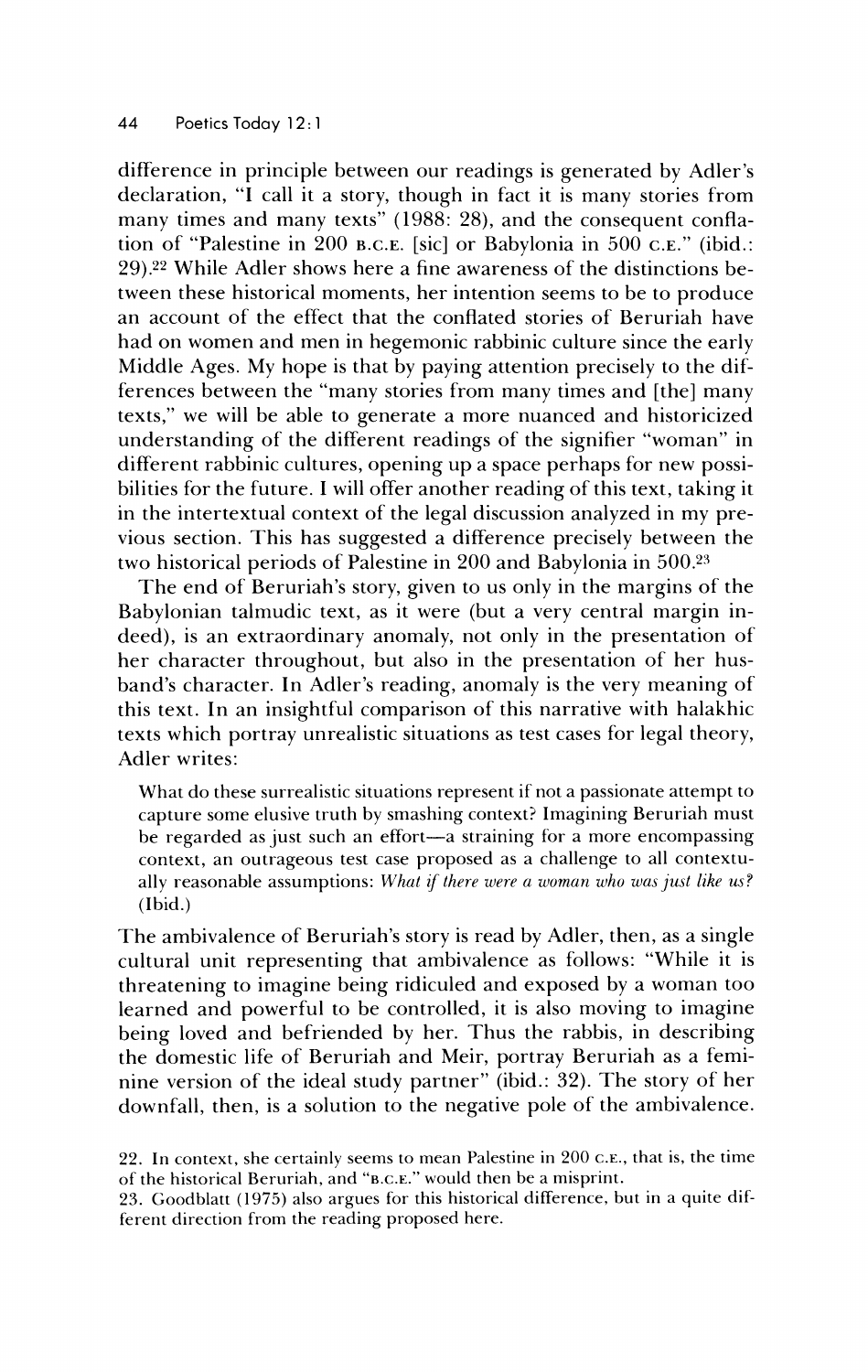difference in principle between our readings is generated by Adler's declaration, "I call it a story, though in fact it is many stories from many times and many texts" (1988: 28), and the consequent conflation of "Palestine in 200 B.C.E. [sic] or Babylonia in 500 C.E." (ibid.: 29).[22] While Adler shows here a fine awareness of the distinctions between these historical moments, her intention seems to be to produce an account of the effect that the conflated stories of Beruriah have had on women and men in hegemonic rabbinic culture since the early Middle Ages. My hope is that by paying attention precisely to the differences between the "many stories from many times and [the] many texts," we will be able to generate a more nuanced and historicized understanding of the different readings of the signifier "woman" in different rabbinic cultures, opening up a space perhaps for new possibilities for the future. I will offer another reading of this text, taking it in the intertextual context of the legal discussion analyzed in my previous section. This has suggested a difference precisely between the two historical periods of Palestine in 200 and Babylonia in 500.[23]

The end of Beruriah's story, given to us only in the margins of the Babylonian talmudic text, as it were (but a very central margin indeed), is an extraordinary anomaly, not only in the presentation of her character throughout, but also in the presentation of her husband's character. In Adler's reading, anomaly is the very meaning of this text. In an insightful comparison of this narrative with halakhic texts which portray unrealistic situations as test cases for legal theory, Adler writes:

> What do these surrealistic situations represent if not a passionate attempt to capture some elusive truth by smashing context? Imagining Beruriah must be regarded as just such an effort—a straining for a more encompassing context, an outrageous test case proposed as a challenge to all contextually reasonable assumptions: *What if there were a woman who was just like us?* (Ibid.)

The ambivalence of Beruriah's story is read by Adler, then, as a single cultural unit representing that ambivalence as follows: "While it is threatening to imagine being ridiculed and exposed by a woman too learned and powerful to be controlled, it is also moving to imagine being loved and befriended by her. Thus the rabbis, in describing the domestic life of Beruriah and Meir, portray Beruriah as a feminine version of the ideal study partner" (ibid.: 32). The story of her downfall, then, is a solution to the negative pole of the ambivalence.

22. In context, she certainly seems to mean Palestine in 200 C.E., that is, the time of the historical Beruriah, and "B.C.E." would then be a misprint.

23. Goodblatt (1975) also argues for this historical difference, but in a quite different direction from the reading proposed here.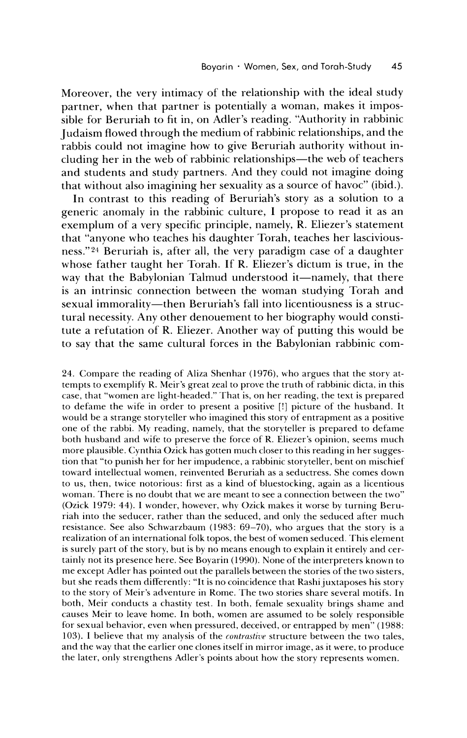Moreover, the very intimacy of the relationship with the ideal study partner, when that partner is potentially a woman, makes it impossible for Beruriah to fit in, on Adler's reading. "Authority in rabbinic Judaism flowed through the medium of rabbinic relationships, and the rabbis could not imagine how to give Beruriah authority without including her in the web of rabbinic relationships—the web of teachers and students and study partners. And they could not imagine doing that without also imagining her sexuality as a source of havoc" (ibid.).

In contrast to this reading of Beruriah's story as a solution to a generic anomaly in the rabbinic culture, I propose to read it as an exemplum of a very specific principle, namely, R. Eliezer's statement that "anyone who teaches his daughter Torah, teaches her lasciviousness."[24] Beruriah is, after all, the very paradigm case of a daughter whose father taught her Torah. If R. Eliezer's dictum is true, in the way that the Babylonian Talmud understood it—namely, that there is an intrinsic connection between the woman studying Torah and sexual immorality—then Beruriah's fall into licentiousness is a structural necessity. Any other denouement to her biography would constitute a refutation of R. Eliezer. Another way of putting this would be to say that the same cultural forces in the Babylonian rabbinic com-

24. Compare the reading of Aliza Shenhar (1976), who argues that the story attempts to exemplify R. Meir's great zeal to prove the truth of rabbinic dicta, in this case, that "women are light-headed." That is, on her reading, the text is prepared to defame the wife in order to present a positive [!] picture of the husband. It would be a strange storyteller who imagined this story of entrapment as a positive one of the rabbi. My reading, namely, that the storyteller is prepared to defame both husband and wife to preserve the force of R. Eliezer's opinion, seems much more plausible. Cynthia Ozick has gotten much closer to this reading in her suggestion that "to punish her for her impudence, a rabbinic storyteller, bent on mischief toward intellectual women, reinvented Beruriah as a seductress. She comes down to us, then, twice notorious: first as a kind of bluestocking, again as a licentious woman. There is no doubt that we are meant to see a connection between the two" (Ozick 1979: 44). I wonder, however, why Ozick makes it worse by turning Beruriah into the seducer, rather than the seduced, and only the seduced after much resistance. See also Schwarzbaum (1983: 69–70), who argues that the story is a realization of an international folk topos, the best of women seduced. This element is surely part of the story, but is by no means enough to explain it entirely and certainly not its presence here. See Boyarin (1990). None of the interpreters known to me except Adler has pointed out the parallels between the stories of the two sisters, but she reads them differently: "It is no coincidence that Rashi juxtaposes his story to the story of Meir's adventure in Rome. The two stories share several motifs. In both, Meir conducts a chastity test. In both, female sexuality brings shame and causes Meir to leave home. In both, women are assumed to be solely responsible for sexual behavior, even when pressured, deceived, or entrapped by men" (1988: 103). I believe that my analysis of the *contrastive* structure between the two tales, and the way that the earlier one clones itself in mirror image, as it were, to produce the later, only strengthens Adler's points about how the story represents women.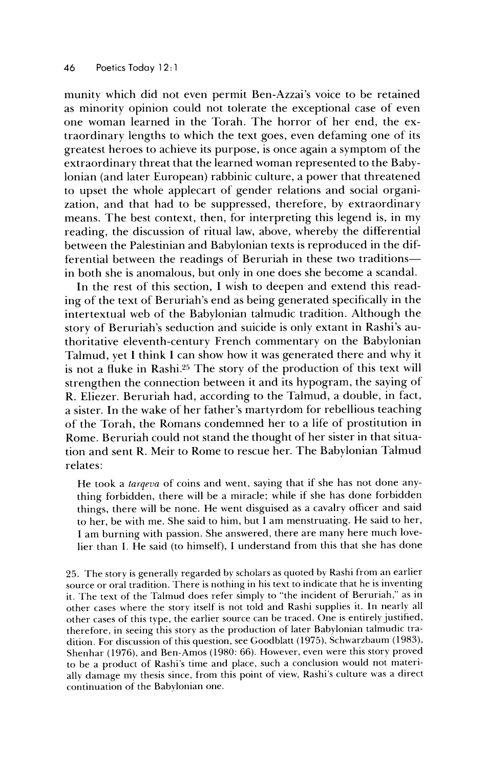munity which did not even permit Ben-Azzai's voice to be retained as minority opinion could not tolerate the exceptional case of even one woman learned in the Torah. The horror of her end, the extraordinary lengths to which the text goes, even defaming one of its greatest heroes to achieve its purpose, is once again a symptom of the extraordinary threat that the learned woman represented to the Babylonian (and later European) rabbinic culture, a power that threatened to upset the whole applecart of gender relations and social organization, and that had to be suppressed, therefore, by extraordinary means. The best context, then, for interpreting this legend is, in my reading, the discussion of ritual law, above, whereby the differential between the Palestinian and Babylonian texts is reproduced in the differential between the readings of Beruriah in these two traditions—in both she is anomalous, but only in one does she become a scandal.

In the rest of this section, I wish to deepen and extend this reading of the text of Beruriah's end as being generated specifically in the intertextual web of the Babylonian talmudic tradition. Although the story of Beruriah's seduction and suicide is only extant in Rashi's authoritative eleventh-century French commentary on the Babylonian Talmud, yet I think I can show how it was generated there and why it is not a fluke in Rashi.[25] The story of the production of this text will strengthen the connection between it and its hypogram, the saying of R. Eliezer. Beruriah had, according to the Talmud, a double, in fact, a sister. In the wake of her father's martyrdom for rebellious teaching of the Torah, the Romans condemned her to a life of prostitution in Rome. Beruriah could not stand the thought of her sister in that situation and sent R. Meir to Rome to rescue her. The Babylonian Talmud relates:

> He took a *tarqeva* of coins and went, saying that if she has not done anything forbidden, there will be a miracle; while if she has done forbidden things, there will be none. He went disguised as a cavalry officer and said to her, be with me. She said to him, but I am menstruating. He said to her, I am burning with passion. She answered, there are many here much lovelier than I. He said (to himself), I understand from this that she has done

25. The story is generally regarded by scholars as quoted by Rashi from an earlier source or oral tradition. There is nothing in his text to indicate that he is inventing it. The text of the Talmud does refer simply to "the incident of Beruriah," as in other cases where the story itself is not told and Rashi supplies it. In nearly all other cases of this type, the earlier source can be traced. One is entirely justified, therefore, in seeing this story as the production of later Babylonian talmudic tradition. For discussion of this question, see Goodblatt (1975), Schwarzbaum (1983), Shenhar (1976), and Ben-Amos (1980: 66). However, even were this story proved to be a product of Rashi's time and place, such a conclusion would not materially damage my thesis since, from this point of view, Rashi's culture was a direct continuation of the Babylonian one.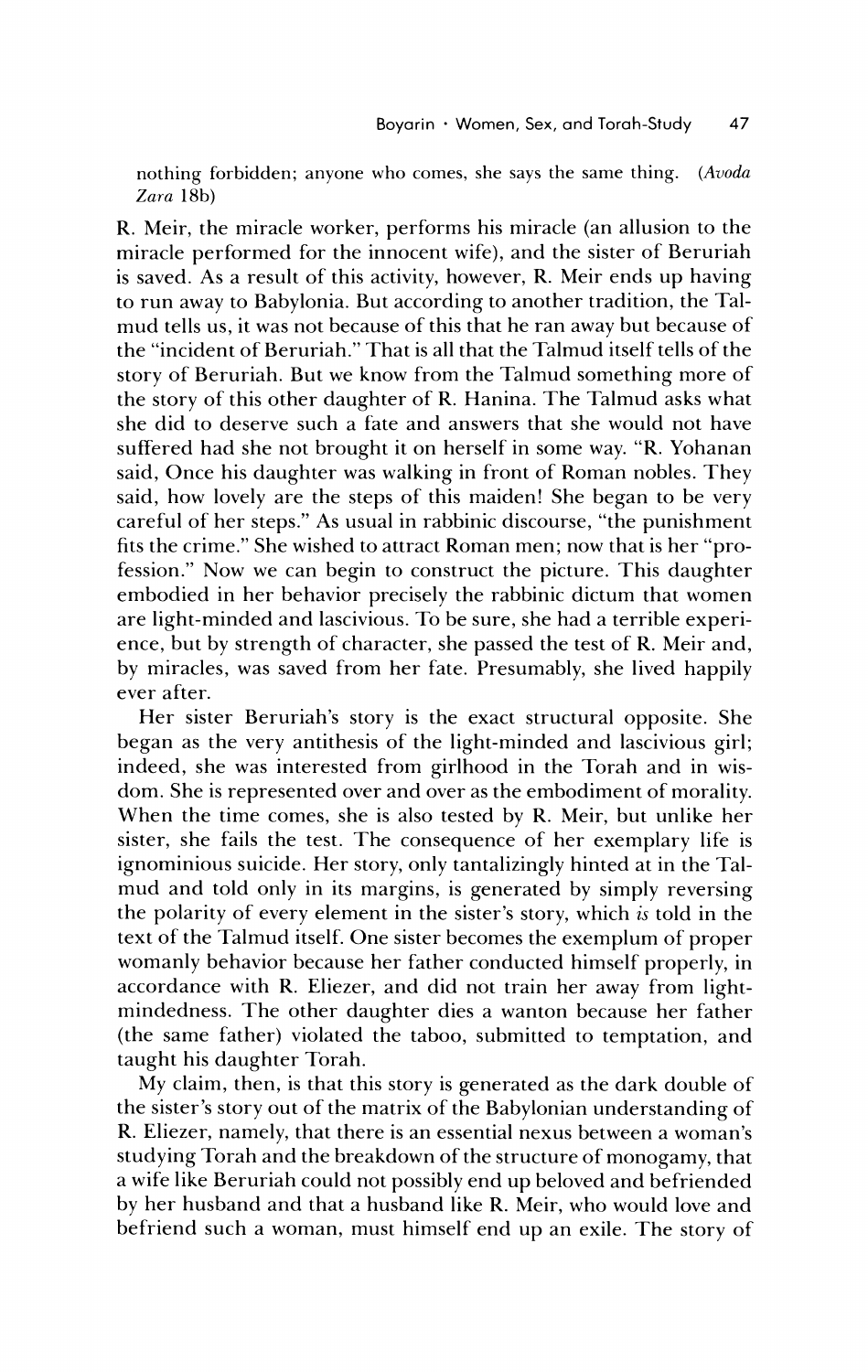nothing forbidden; anyone who comes, she says the same thing. (*Avoda Zara* 18b)

R. Meir, the miracle worker, performs his miracle (an allusion to the miracle performed for the innocent wife), and the sister of Beruriah is saved. As a result of this activity, however, R. Meir ends up having to run away to Babylonia. But according to another tradition, the Talmud tells us, it was not because of this that he ran away but because of the "incident of Beruriah." That is all that the Talmud itself tells of the story of Beruriah. But we know from the Talmud something more of the story of this other daughter of R. Hanina. The Talmud asks what she did to deserve such a fate and answers that she would not have suffered had she not brought it on herself in some way. "R. Yohanan said, Once his daughter was walking in front of Roman nobles. They said, how lovely are the steps of this maiden! She began to be very careful of her steps." As usual in rabbinic discourse, "the punishment fits the crime." She wished to attract Roman men; now that is her "profession." Now we can begin to construct the picture. This daughter embodied in her behavior precisely the rabbinic dictum that women are light-minded and lascivious. To be sure, she had a terrible experience, but by strength of character, she passed the test of R. Meir and, by miracles, was saved from her fate. Presumably, she lived happily ever after.

Her sister Beruriah's story is the exact structural opposite. She began as the very antithesis of the light-minded and lascivious girl; indeed, she was interested from girlhood in the Torah and in wisdom. She is represented over and over as the embodiment of morality. When the time comes, she is also tested by R. Meir, but unlike her sister, she fails the test. The consequence of her exemplary life is ignominious suicide. Her story, only tantalizingly hinted at in the Talmud and told only in its margins, is generated by simply reversing the polarity of every element in the sister's story, which *is* told in the text of the Talmud itself. One sister becomes the exemplum of proper womanly behavior because her father conducted himself properly, in accordance with R. Eliezer, and did not train her away from light-mindedness. The other daughter dies a wanton because her father (the same father) violated the taboo, submitted to temptation, and taught his daughter Torah.

My claim, then, is that this story is generated as the dark double of the sister's story out of the matrix of the Babylonian understanding of R. Eliezer, namely, that there is an essential nexus between a woman's studying Torah and the breakdown of the structure of monogamy, that a wife like Beruriah could not possibly end up beloved and befriended by her husband and that a husband like R. Meir, who would love and befriend such a woman, must himself end up an exile. The story of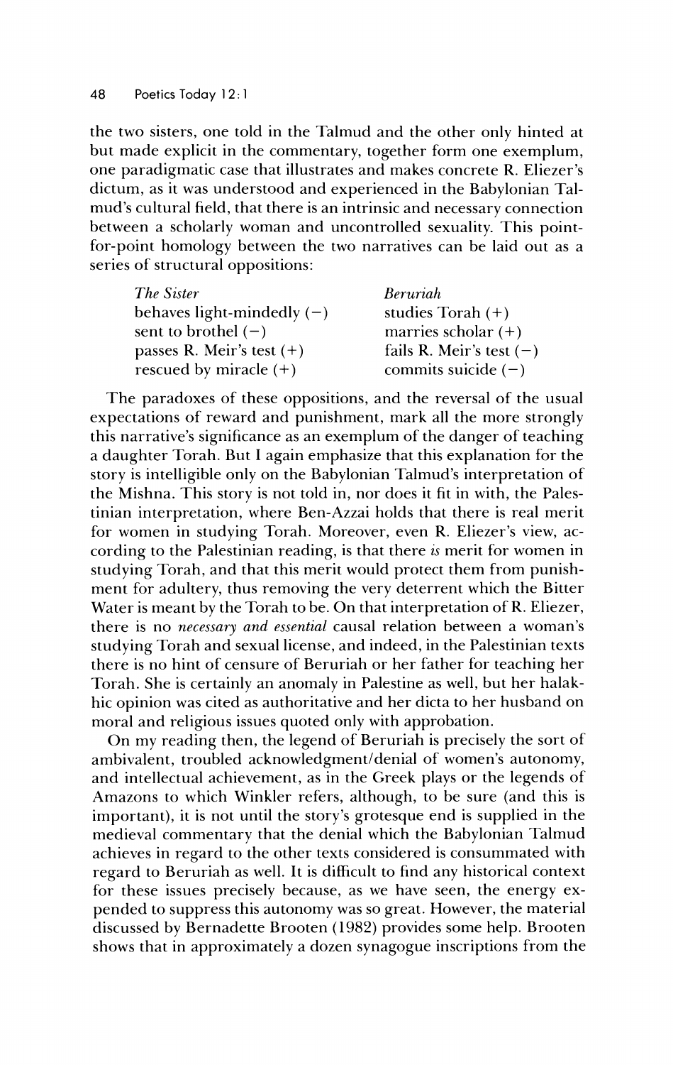the two sisters, one told in the Talmud and the other only hinted at but made explicit in the commentary, together form one exemplum, one paradigmatic case that illustrates and makes concrete R. Eliezer's dictum, as it was understood and experienced in the Babylonian Talmud's cultural field, that there is an intrinsic and necessary connection between a scholarly woman and uncontrolled sexuality. This point-for-point homology between the two narratives can be laid out as a series of structural oppositions:

| *The Sister* | *Beruriah* |
|---|---|
| behaves light-mindedly (−) | studies Torah (+) |
| sent to brothel (−) | marries scholar (+) |
| passes R. Meir's test (+) | fails R. Meir's test (−) |
| rescued by miracle (+) | commits suicide (−) |

The paradoxes of these oppositions, and the reversal of the usual expectations of reward and punishment, mark all the more strongly this narrative's significance as an exemplum of the danger of teaching a daughter Torah. But I again emphasize that this explanation for the story is intelligible only on the Babylonian Talmud's interpretation of the Mishna. This story is not told in, nor does it fit in with, the Palestinian interpretation, where Ben-Azzai holds that there is real merit for women in studying Torah. Moreover, even R. Eliezer's view, according to the Palestinian reading, is that there *is* merit for women in studying Torah, and that this merit would protect them from punishment for adultery, thus removing the very deterrent which the Bitter Water is meant by the Torah to be. On that interpretation of R. Eliezer, there is no *necessary and essential* causal relation between a woman's studying Torah and sexual license, and indeed, in the Palestinian texts there is no hint of censure of Beruriah or her father for teaching her Torah. She is certainly an anomaly in Palestine as well, but her halakhic opinion was cited as authoritative and her dicta to her husband on moral and religious issues quoted only with approbation.

On my reading then, the legend of Beruriah is precisely the sort of ambivalent, troubled acknowledgment/denial of women's autonomy, and intellectual achievement, as in the Greek plays or the legends of Amazons to which Winkler refers, although, to be sure (and this is important), it is not until the story's grotesque end is supplied in the medieval commentary that the denial which the Babylonian Talmud achieves in regard to the other texts considered is consummated with regard to Beruriah as well. It is difficult to find any historical context for these issues precisely because, as we have seen, the energy expended to suppress this autonomy was so great. However, the material discussed by Bernadette Brooten (1982) provides some help. Brooten shows that in approximately a dozen synagogue inscriptions from the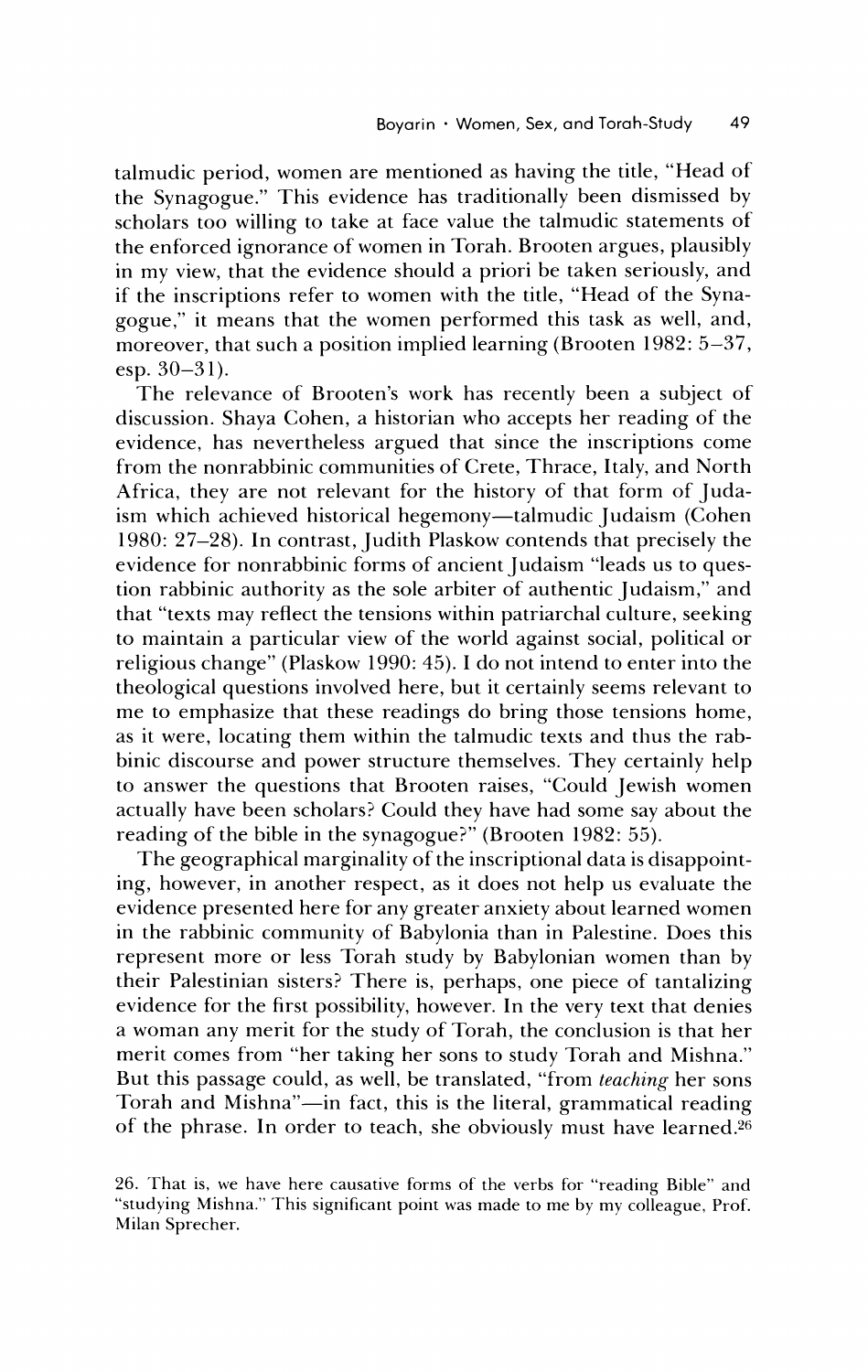talmudic period, women are mentioned as having the title, "Head of the Synagogue." This evidence has traditionally been dismissed by scholars too willing to take at face value the talmudic statements of the enforced ignorance of women in Torah. Brooten argues, plausibly in my view, that the evidence should a priori be taken seriously, and if the inscriptions refer to women with the title, "Head of the Synagogue," it means that the women performed this task as well, and, moreover, that such a position implied learning (Brooten 1982: 5–37, esp. 30–31).

The relevance of Brooten's work has recently been a subject of discussion. Shaya Cohen, a historian who accepts her reading of the evidence, has nevertheless argued that since the inscriptions come from the nonrabbinic communities of Crete, Thrace, Italy, and North Africa, they are not relevant for the history of that form of Judaism which achieved historical hegemony—talmudic Judaism (Cohen 1980: 27–28). In contrast, Judith Plaskow contends that precisely the evidence for nonrabbinic forms of ancient Judaism "leads us to question rabbinic authority as the sole arbiter of authentic Judaism," and that "texts may reflect the tensions within patriarchal culture, seeking to maintain a particular view of the world against social, political or religious change" (Plaskow 1990: 45). I do not intend to enter into the theological questions involved here, but it certainly seems relevant to me to emphasize that these readings do bring those tensions home, as it were, locating them within the talmudic texts and thus the rabbinic discourse and power structure themselves. They certainly help to answer the questions that Brooten raises, "Could Jewish women actually have been scholars? Could they have had some say about the reading of the bible in the synagogue?" (Brooten 1982: 55).

The geographical marginality of the inscriptional data is disappointing, however, in another respect, as it does not help us evaluate the evidence presented here for any greater anxiety about learned women in the rabbinic community of Babylonia than in Palestine. Does this represent more or less Torah study by Babylonian women than by their Palestinian sisters? There is, perhaps, one piece of tantalizing evidence for the first possibility, however. In the very text that denies a woman any merit for the study of Torah, the conclusion is that her merit comes from "her taking her sons to study Torah and Mishna." But this passage could, as well, be translated, "from *teaching* her sons Torah and Mishna"—in fact, this is the literal, grammatical reading of the phrase. In order to teach, she obviously must have learned.[26]

26. That is, we have here causative forms of the verbs for "reading Bible" and "studying Mishna." This significant point was made to me by my colleague, Prof. Milan Sprecher.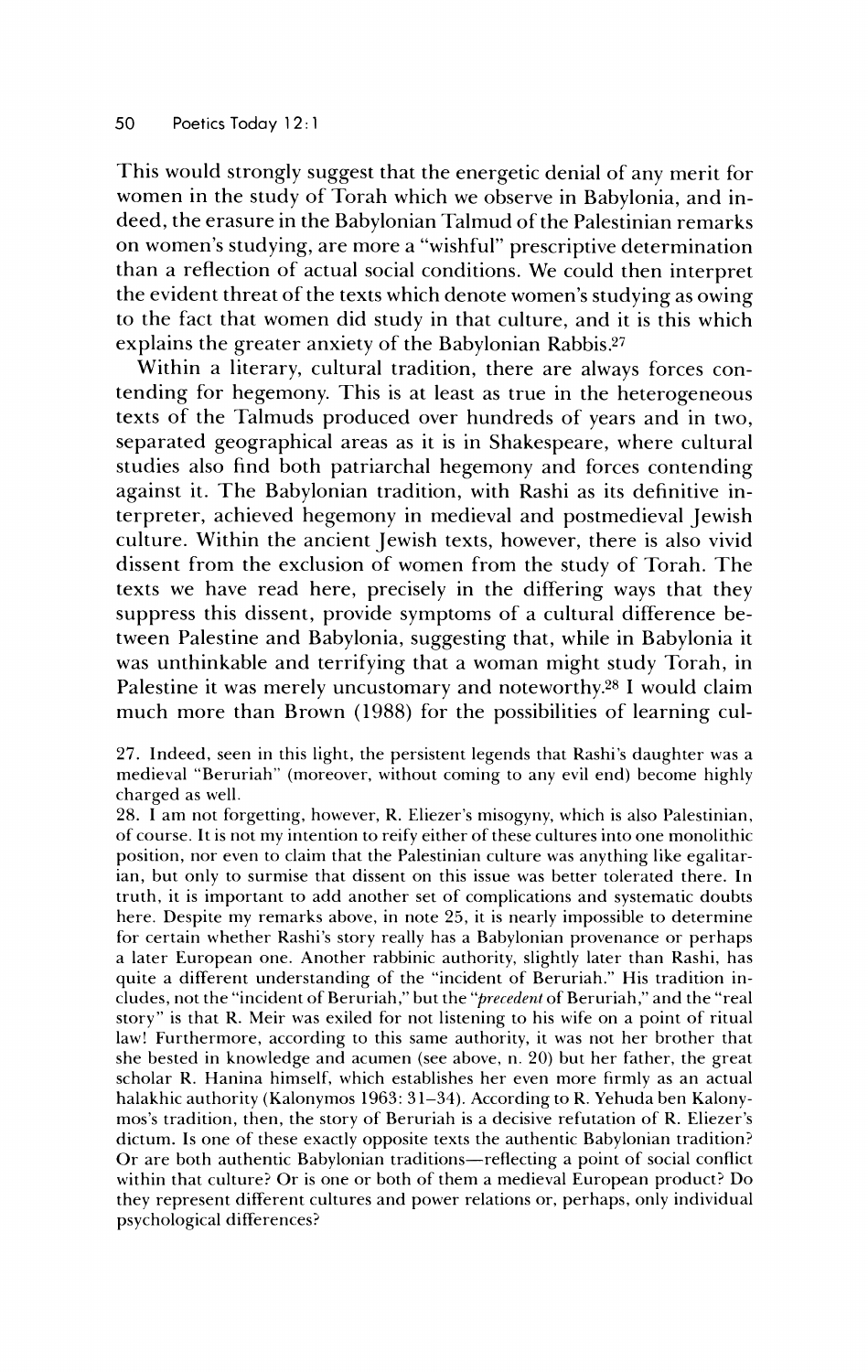This would strongly suggest that the energetic denial of any merit for women in the study of Torah which we observe in Babylonia, and indeed, the erasure in the Babylonian Talmud of the Palestinian remarks on women's studying, are more a "wishful" prescriptive determination than a reflection of actual social conditions. We could then interpret the evident threat of the texts which denote women's studying as owing to the fact that women did study in that culture, and it is this which explains the greater anxiety of the Babylonian Rabbis.[27]

Within a literary, cultural tradition, there are always forces contending for hegemony. This is at least as true in the heterogeneous texts of the Talmuds produced over hundreds of years and in two, separated geographical areas as it is in Shakespeare, where cultural studies also find both patriarchal hegemony and forces contending against it. The Babylonian tradition, with Rashi as its definitive interpreter, achieved hegemony in medieval and postmedieval Jewish culture. Within the ancient Jewish texts, however, there is also vivid dissent from the exclusion of women from the study of Torah. The texts we have read here, precisely in the differing ways that they suppress this dissent, provide symptoms of a cultural difference between Palestine and Babylonia, suggesting that, while in Babylonia it was unthinkable and terrifying that a woman might study Torah, in Palestine it was merely uncustomary and noteworthy.[28] I would claim much more than Brown (1988) for the possibilities of learning cul-

27. Indeed, seen in this light, the persistent legends that Rashi's daughter was a medieval "Beruriah" (moreover, without coming to any evil end) become highly charged as well.

28. I am not forgetting, however, R. Eliezer's misogyny, which is also Palestinian, of course. It is not my intention to reify either of these cultures into one monolithic position, nor even to claim that the Palestinian culture was anything like egalitarian, but only to surmise that dissent on this issue was better tolerated there. In truth, it is important to add another set of complications and systematic doubts here. Despite my remarks above, in note 25, it is nearly impossible to determine for certain whether Rashi's story really has a Babylonian provenance or perhaps a later European one. Another rabbinic authority, slightly later than Rashi, has quite a different understanding of the "incident of Beruriah." His tradition includes, not the "incident of Beruriah," but the "*precedent* of Beruriah," and the "real story" is that R. Meir was exiled for not listening to his wife on a point of ritual law! Furthermore, according to this same authority, it was not her brother that she bested in knowledge and acumen (see above, n. 20) but her father, the great scholar R. Hanina himself, which establishes her even more firmly as an actual halakhic authority (Kalonymos 1963: 31–34). According to R. Yehuda ben Kalonymos's tradition, then, the story of Beruriah is a decisive refutation of R. Eliezer's dictum. Is one of these exactly opposite texts the authentic Babylonian tradition? Or are both authentic Babylonian traditions—reflecting a point of social conflict within that culture? Or is one or both of them a medieval European product? Do they represent different cultures and power relations or, perhaps, only individual psychological differences?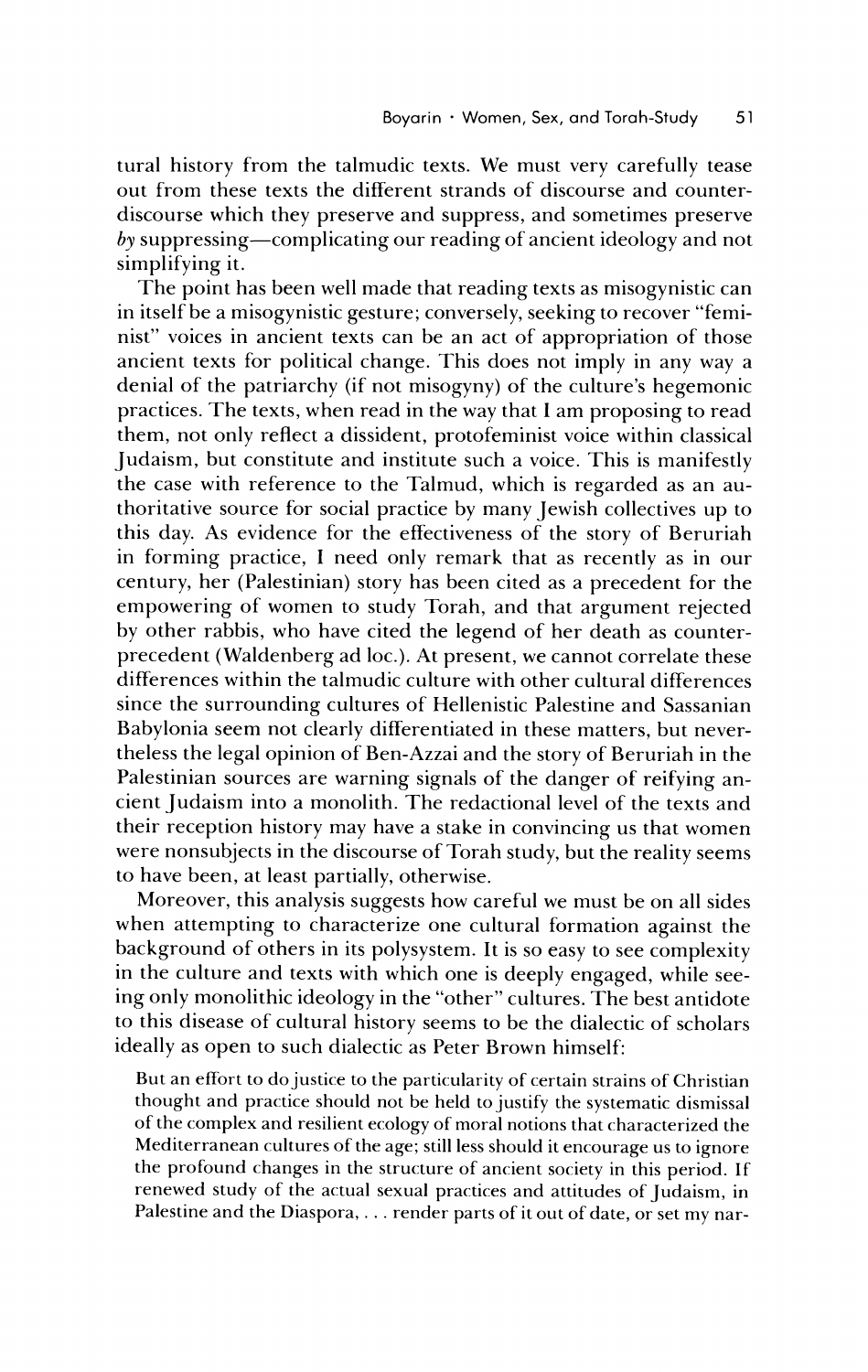tural history from the talmudic texts. We must very carefully tease out from these texts the different strands of discourse and counter-discourse which they preserve and suppress, and sometimes preserve *by* suppressing—complicating our reading of ancient ideology and not simplifying it.

The point has been well made that reading texts as misogynistic can in itself be a misogynistic gesture; conversely, seeking to recover "feminist" voices in ancient texts can be an act of appropriation of those ancient texts for political change. This does not imply in any way a denial of the patriarchy (if not misogyny) of the culture's hegemonic practices. The texts, when read in the way that I am proposing to read them, not only reflect a dissident, protofeminist voice within classical Judaism, but constitute and institute such a voice. This is manifestly the case with reference to the Talmud, which is regarded as an authoritative source for social practice by many Jewish collectives up to this day. As evidence for the effectiveness of the story of Beruriah in forming practice, I need only remark that as recently as in our century, her (Palestinian) story has been cited as a precedent for the empowering of women to study Torah, and that argument rejected by other rabbis, who have cited the legend of her death as counter-precedent (Waldenberg ad loc.). At present, we cannot correlate these differences within the talmudic culture with other cultural differences since the surrounding cultures of Hellenistic Palestine and Sassanian Babylonia seem not clearly differentiated in these matters, but nevertheless the legal opinion of Ben-Azzai and the story of Beruriah in the Palestinian sources are warning signals of the danger of reifying ancient Judaism into a monolith. The redactional level of the texts and their reception history may have a stake in convincing us that women were nonsubjects in the discourse of Torah study, but the reality seems to have been, at least partially, otherwise.

Moreover, this analysis suggests how careful we must be on all sides when attempting to characterize one cultural formation against the background of others in its polysystem. It is so easy to see complexity in the culture and texts with which one is deeply engaged, while seeing only monolithic ideology in the "other" cultures. The best antidote to this disease of cultural history seems to be the dialectic of scholars ideally as open to such dialectic as Peter Brown himself:

> But an effort to do justice to the particularity of certain strains of Christian thought and practice should not be held to justify the systematic dismissal of the complex and resilient ecology of moral notions that characterized the Mediterranean cultures of the age; still less should it encourage us to ignore the profound changes in the structure of ancient society in this period. If renewed study of the actual sexual practices and attitudes of Judaism, in Palestine and the Diaspora, . . . render parts of it out of date, or set my nar-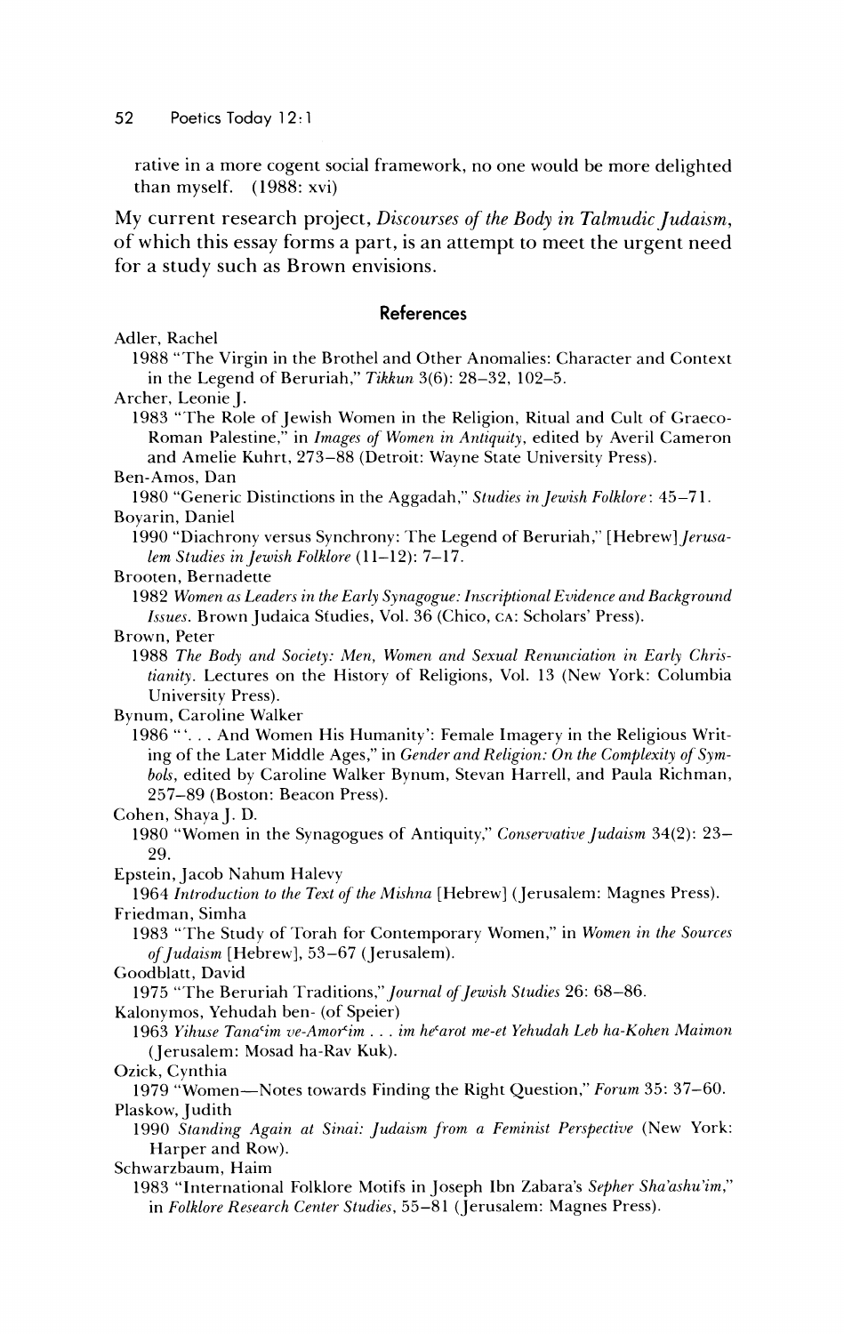rative in a more cogent social framework, no one would be more delighted than myself. (1988: xvi)

My current research project, *Discourses of the Body in Talmudic Judaism*, of which this essay forms a part, is an attempt to meet the urgent need for a study such as Brown envisions.

## References

Adler, Rachel
1988 "The Virgin in the Brothel and Other Anomalies: Character and Context in the Legend of Beruriah," *Tikkun* 3(6): 28–32, 102–5.

Archer, Leonie J.
1983 "The Role of Jewish Women in the Religion, Ritual and Cult of Graeco-Roman Palestine," in *Images of Women in Antiquity*, edited by Averil Cameron and Amelie Kuhrt, 273–88 (Detroit: Wayne State University Press).

Ben-Amos, Dan
1980 "Generic Distinctions in the Aggadah," *Studies in Jewish Folklore*: 45–71.

Boyarin, Daniel
1990 "Diachrony versus Synchrony: The Legend of Beruriah," [Hebrew] *Jerusalem Studies in Jewish Folklore* (11–12): 7–17.

Brooten, Bernadette
1982 *Women as Leaders in the Early Synagogue: Inscriptional Evidence and Background Issues*. Brown Judaica Studies, Vol. 36 (Chico, CA: Scholars' Press).

Brown, Peter
1988 *The Body and Society: Men, Women and Sexual Renunciation in Early Christianity*. Lectures on the History of Religions, Vol. 13 (New York: Columbia University Press).

Bynum, Caroline Walker
1986 "'. . . And Women His Humanity': Female Imagery in the Religious Writing of the Later Middle Ages," in *Gender and Religion: On the Complexity of Symbols*, edited by Caroline Walker Bynum, Stevan Harrell, and Paula Richman, 257–89 (Boston: Beacon Press).

Cohen, Shaya J. D.
1980 "Women in the Synagogues of Antiquity," *Conservative Judaism* 34(2): 23–29.

Epstein, Jacob Nahum Halevy
1964 *Introduction to the Text of the Mishna* [Hebrew] (Jerusalem: Magnes Press).

Friedman, Simha
1983 "The Study of Torah for Contemporary Women," in *Women in the Sources of Judaism* [Hebrew], 53–67 (Jerusalem).

Goodblatt, David
1975 "The Beruriah Traditions," *Journal of Jewish Studies* 26: 68–86.

Kalonymos, Yehudah ben- (of Speier)
1963 *Yihuse Tanaʿim ve-Amorʿim . . . im heʿarot me-et Yehudah Leb ha-Kohen Maimon* (Jerusalem: Mosad ha-Rav Kuk).

Ozick, Cynthia
1979 "Women—Notes towards Finding the Right Question," *Forum* 35: 37–60.

Plaskow, Judith
1990 *Standing Again at Sinai: Judaism from a Feminist Perspective* (New York: Harper and Row).

Schwarzbaum, Haim
1983 "International Folklore Motifs in Joseph Ibn Zabara's *Sepher Sha'ashu'im*," in *Folklore Research Center Studies*, 55–81 (Jerusalem: Magnes Press).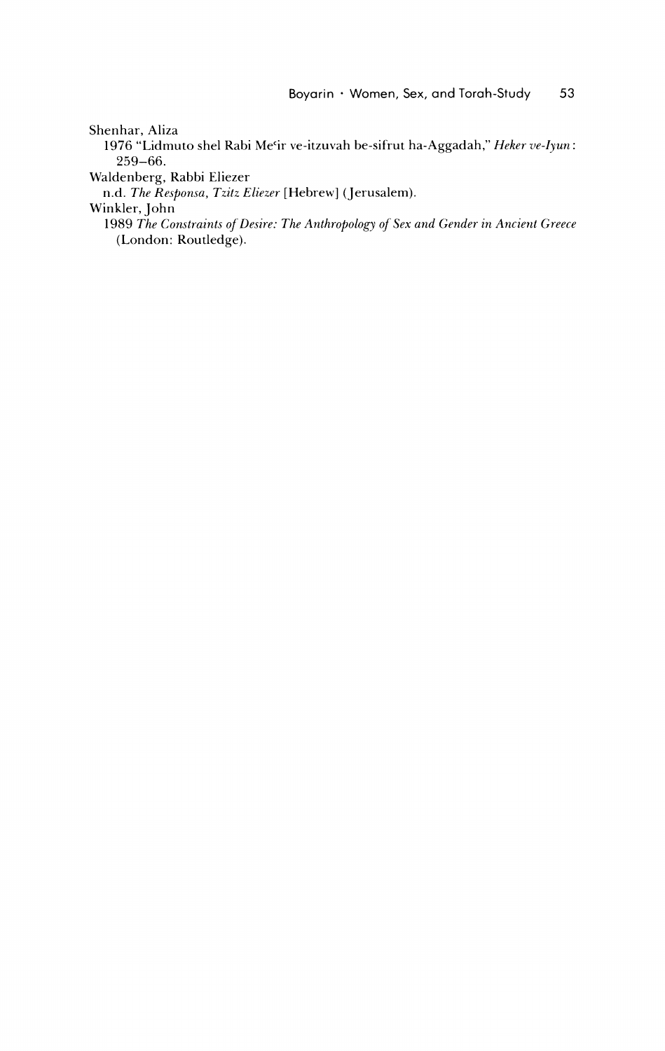Shenhar, Aliza

1976 "Lidmuto shel Rabi Meʿir ve-itzuvah be-sifrut ha-Aggadah," *Heker ve-Iyun*: 259–66.

Waldenberg, Rabbi Eliezer

n.d. *The Responsa, Tzitz Eliezer* [Hebrew] (Jerusalem).

Winkler, John

1989 *The Constraints of Desire: The Anthropology of Sex and Gender in Ancient Greece* (London: Routledge).